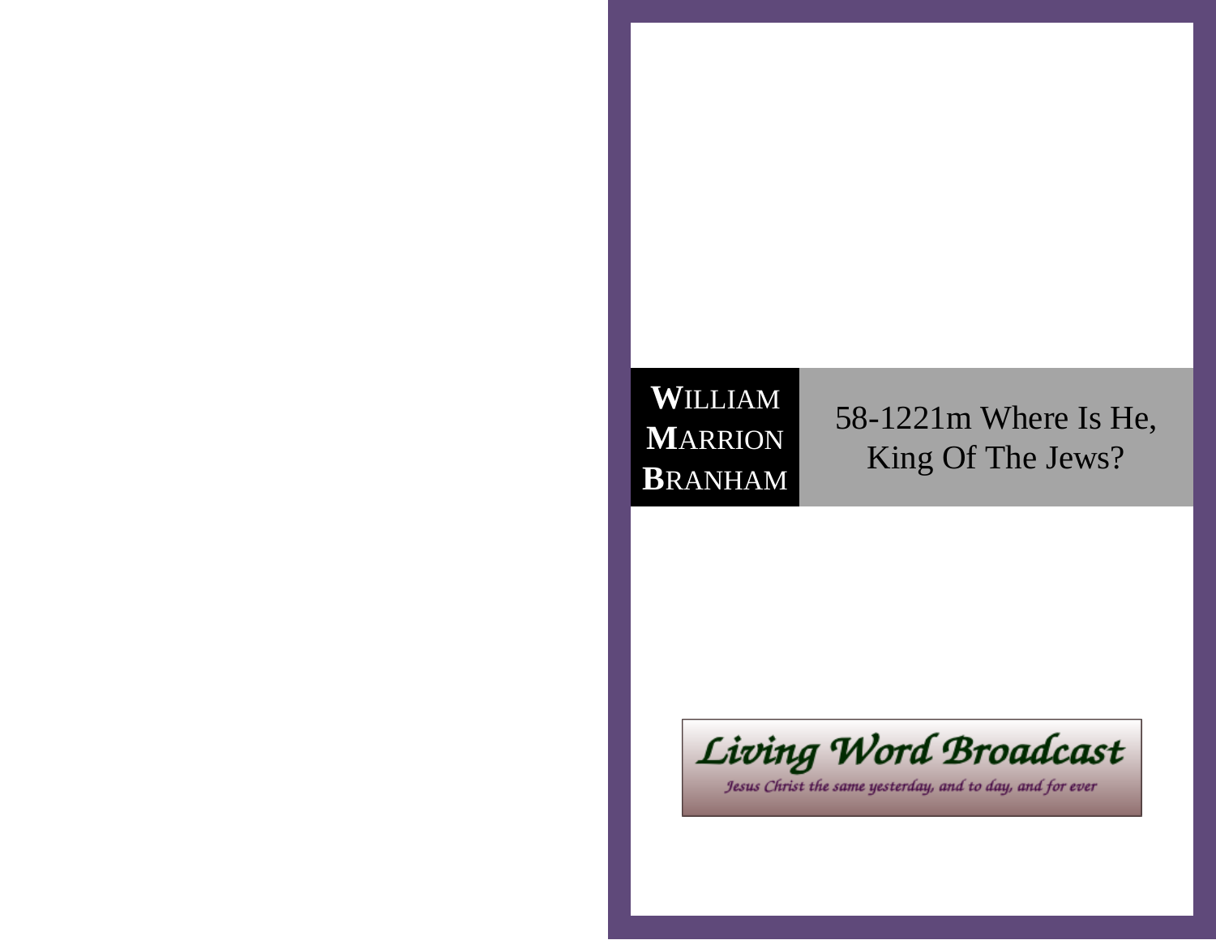**W**ILLIAM
**M**ARRION
**B**RANHAM

# 58-1221m Where Is He, King Of The Jews?

Living Word Broadcast

*Jesus Christ the same yesterday, and to day, and for ever*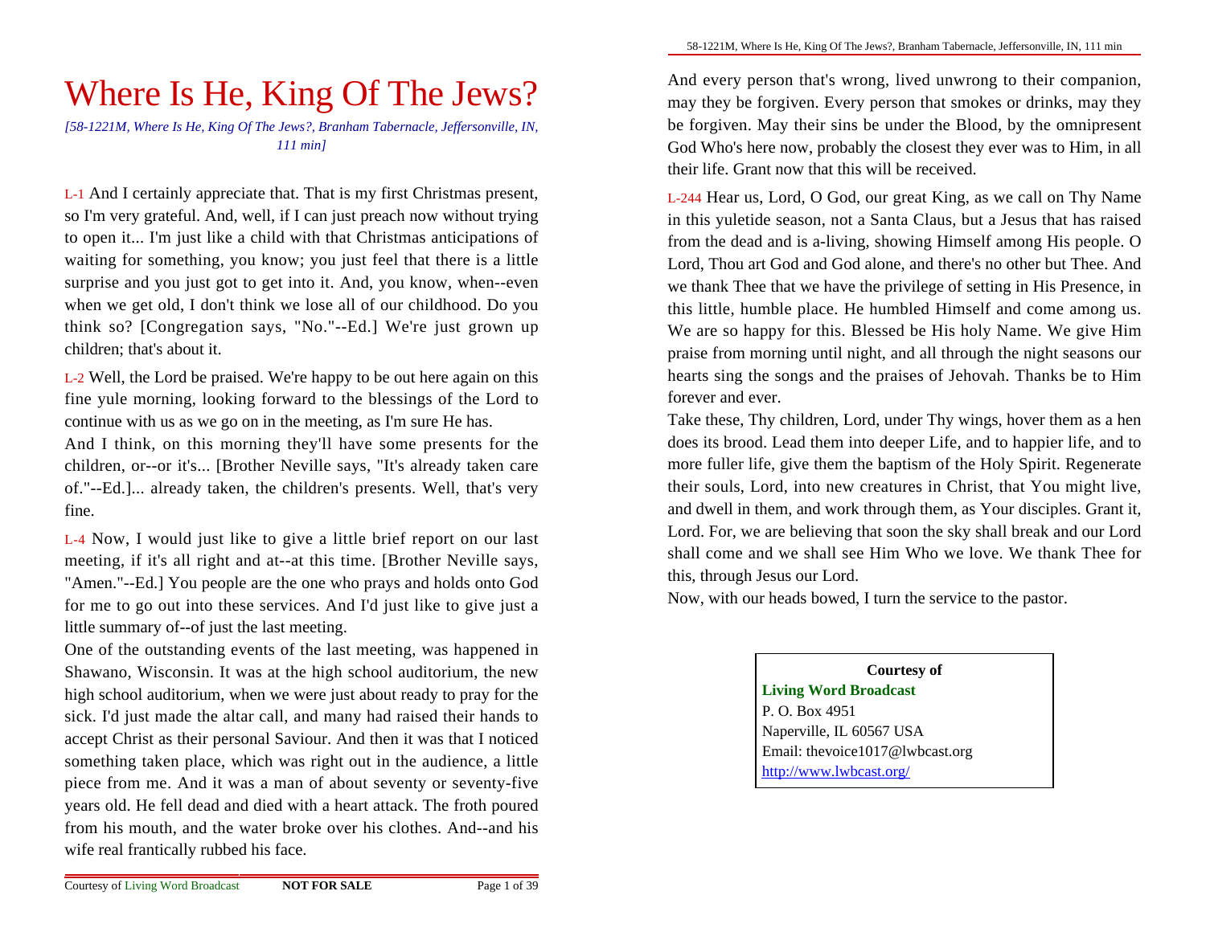# Where Is He, King Of The Jews?

*[58-1221M, Where Is He, King Of The Jews?, Branham Tabernacle, Jeffersonville, IN, 111 min]*

L-1 And I certainly appreciate that. That is my first Christmas present, so I'm very grateful. And, well, if I can just preach now without trying to open it... I'm just like a child with that Christmas anticipations of waiting for something, you know; you just feel that there is a little surprise and you just got to get into it. And, you know, when--even when we get old, I don't think we lose all of our childhood. Do you think so? [Congregation says, "No."--Ed.] We're just grown up children; that's about it.

L-2 Well, the Lord be praised. We're happy to be out here again on this fine yule morning, looking forward to the blessings of the Lord to continue with us as we go on in the meeting, as I'm sure He has.

And I think, on this morning they'll have some presents for the children, or--or it's... [Brother Neville says, "It's already taken care of."--Ed.]... already taken, the children's presents. Well, that's very fine.

L-4 Now, I would just like to give a little brief report on our last meeting, if it's all right and at--at this time. [Brother Neville says, "Amen."--Ed.] You people are the one who prays and holds onto God for me to go out into these services. And I'd just like to give just a little summary of--of just the last meeting.

One of the outstanding events of the last meeting, was happened in Shawano, Wisconsin. It was at the high school auditorium, the new high school auditorium, when we were just about ready to pray for the sick. I'd just made the altar call, and many had raised their hands to accept Christ as their personal Saviour. And then it was that I noticed something taken place, which was right out in the audience, a little piece from me. And it was a man of about seventy or seventy-five years old. He fell dead and died with a heart attack. The froth poured from his mouth, and the water broke over his clothes. And--and his wife real frantically rubbed his face.

And every person that's wrong, lived unwrong to their companion, may they be forgiven. Every person that smokes or drinks, may they be forgiven. May their sins be under the Blood, by the omnipresent God Who's here now, probably the closest they ever was to Him, in all their life. Grant now that this will be received.

L-244 Hear us, Lord, O God, our great King, as we call on Thy Name in this yuletide season, not a Santa Claus, but a Jesus that has raised from the dead and is a-living, showing Himself among His people. O Lord, Thou art God and God alone, and there's no other but Thee. And we thank Thee that we have the privilege of setting in His Presence, in this little, humble place. He humbled Himself and come among us. We are so happy for this. Blessed be His holy Name. We give Him praise from morning until night, and all through the night seasons our hearts sing the songs and the praises of Jehovah. Thanks be to Him forever and ever.

Take these, Thy children, Lord, under Thy wings, hover them as a hen does its brood. Lead them into deeper Life, and to happier life, and to more fuller life, give them the baptism of the Holy Spirit. Regenerate their souls, Lord, into new creatures in Christ, that You might live, and dwell in them, and work through them, as Your disciples. Grant it, Lord. For, we are believing that soon the sky shall break and our Lord shall come and we shall see Him Who we love. We thank Thee for this, through Jesus our Lord.

Now, with our heads bowed, I turn the service to the pastor.

**Courtesy of**
**Living Word Broadcast**
P. O. Box 4951
Naperville, IL 60567 USA
Email: thevoice1017@lwbcast.org
http://www.lwbcast.org/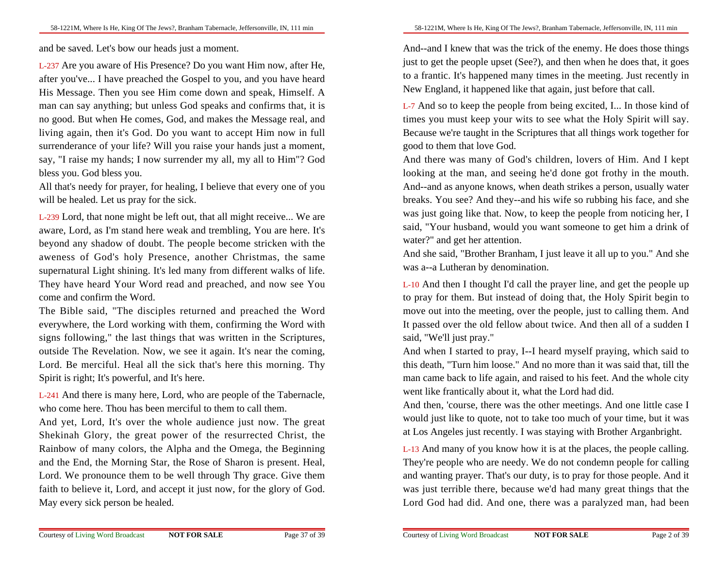and be saved. Let's bow our heads just a moment.

L-237 Are you aware of His Presence? Do you want Him now, after He, after you've... I have preached the Gospel to you, and you have heard His Message. Then you see Him come down and speak, Himself. A man can say anything; but unless God speaks and confirms that, it is no good. But when He comes, God, and makes the Message real, and living again, then it's God. Do you want to accept Him now in full surrenderance of your life? Will you raise your hands just a moment, say, "I raise my hands; I now surrender my all, my all to Him"? God bless you. God bless you.

All that's needy for prayer, for healing, I believe that every one of you will be healed. Let us pray for the sick.

L-239 Lord, that none might be left out, that all might receive... We are aware, Lord, as I'm stand here weak and trembling, You are here. It's beyond any shadow of doubt. The people become stricken with the aweness of God's holy Presence, another Christmas, the same supernatural Light shining. It's led many from different walks of life. They have heard Your Word read and preached, and now see You come and confirm the Word.

The Bible said, "The disciples returned and preached the Word everywhere, the Lord working with them, confirming the Word with signs following," the last things that was written in the Scriptures, outside The Revelation. Now, we see it again. It's near the coming, Lord. Be merciful. Heal all the sick that's here this morning. Thy Spirit is right; It's powerful, and It's here.

L-241 And there is many here, Lord, who are people of the Tabernacle, who come here. Thou has been merciful to them to call them.

And yet, Lord, It's over the whole audience just now. The great Shekinah Glory, the great power of the resurrected Christ, the Rainbow of many colors, the Alpha and the Omega, the Beginning and the End, the Morning Star, the Rose of Sharon is present. Heal, Lord. We pronounce them to be well through Thy grace. Give them faith to believe it, Lord, and accept it just now, for the glory of God. May every sick person be healed.

And--and I knew that was the trick of the enemy. He does those things just to get the people upset (See?), and then when he does that, it goes to a frantic. It's happened many times in the meeting. Just recently in New England, it happened like that again, just before that call.

L-7 And so to keep the people from being excited, I... In those kind of times you must keep your wits to see what the Holy Spirit will say. Because we're taught in the Scriptures that all things work together for good to them that love God.

And there was many of God's children, lovers of Him. And I kept looking at the man, and seeing he'd done got frothy in the mouth. And--and as anyone knows, when death strikes a person, usually water breaks. You see? And they--and his wife so rubbing his face, and she was just going like that. Now, to keep the people from noticing her, I said, "Your husband, would you want someone to get him a drink of water?" and get her attention.

And she said, "Brother Branham, I just leave it all up to you." And she was a--a Lutheran by denomination.

L-10 And then I thought I'd call the prayer line, and get the people up to pray for them. But instead of doing that, the Holy Spirit begin to move out into the meeting, over the people, just to calling them. And It passed over the old fellow about twice. And then all of a sudden I said, "We'll just pray."

And when I started to pray, I--I heard myself praying, which said to this death, "Turn him loose." And no more than it was said that, till the man came back to life again, and raised to his feet. And the whole city went like frantically about it, what the Lord had did.

And then, 'course, there was the other meetings. And one little case I would just like to quote, not to take too much of your time, but it was at Los Angeles just recently. I was staying with Brother Arganbright.

L-13 And many of you know how it is at the places, the people calling. They're people who are needy. We do not condemn people for calling and wanting prayer. That's our duty, is to pray for those people. And it was just terrible there, because we'd had many great things that the Lord God had did. And one, there was a paralyzed man, had been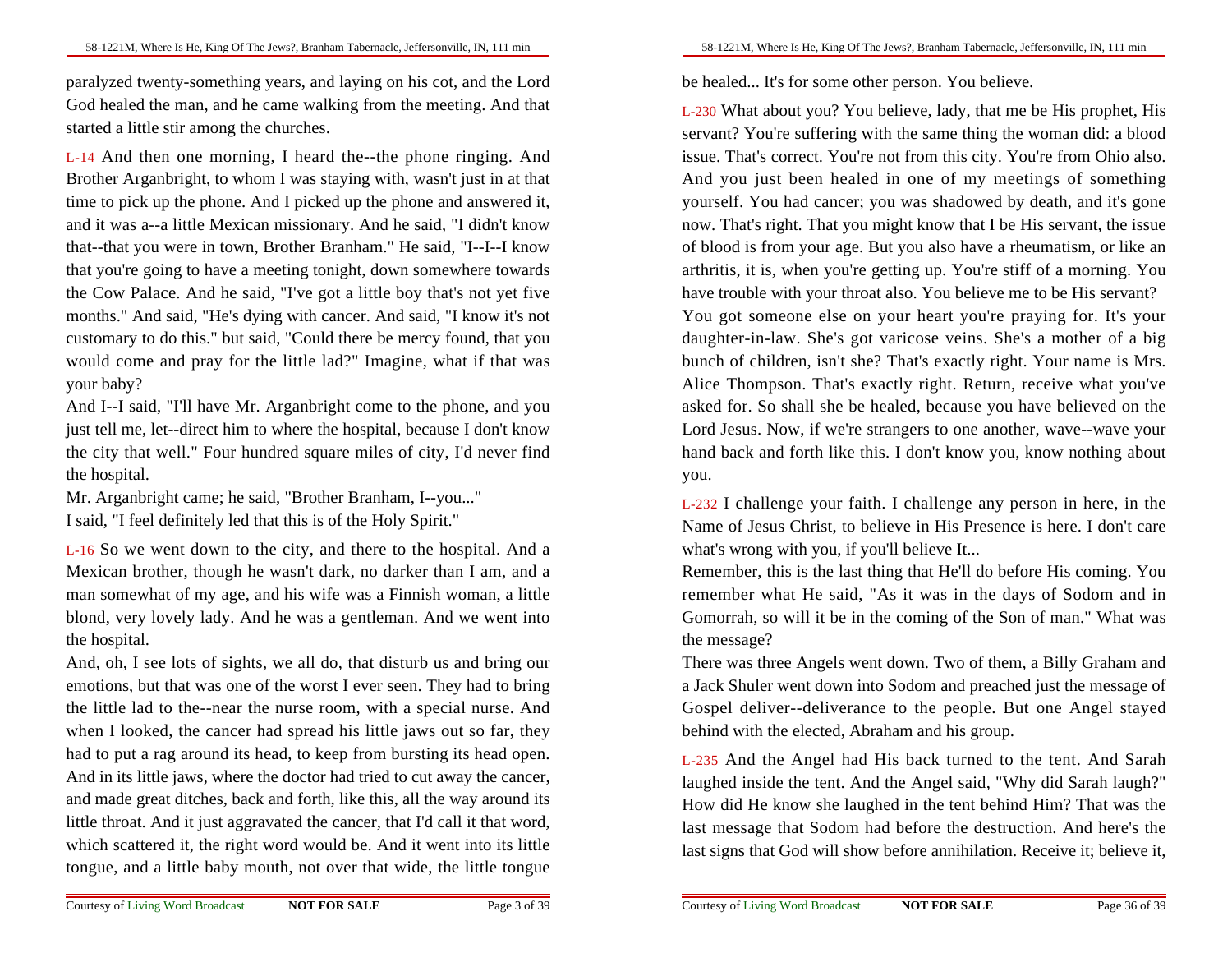paralyzed twenty-something years, and laying on his cot, and the Lord God healed the man, and he came walking from the meeting. And that started a little stir among the churches.

L-14 And then one morning, I heard the--the phone ringing. And Brother Arganbright, to whom I was staying with, wasn't just in at that time to pick up the phone. And I picked up the phone and answered it, and it was a--a little Mexican missionary. And he said, "I didn't know that--that you were in town, Brother Branham." He said, "I--I--I know that you're going to have a meeting tonight, down somewhere towards the Cow Palace. And he said, "I've got a little boy that's not yet five months." And said, "He's dying with cancer. And said, "I know it's not customary to do this." but said, "Could there be mercy found, that you would come and pray for the little lad?" Imagine, what if that was your baby?

And I--I said, "I'll have Mr. Arganbright come to the phone, and you just tell me, let--direct him to where the hospital, because I don't know the city that well." Four hundred square miles of city, I'd never find the hospital.

Mr. Arganbright came; he said, "Brother Branham, I--you..."

I said, "I feel definitely led that this is of the Holy Spirit."

L-16 So we went down to the city, and there to the hospital. And a Mexican brother, though he wasn't dark, no darker than I am, and a man somewhat of my age, and his wife was a Finnish woman, a little blond, very lovely lady. And he was a gentleman. And we went into the hospital.

And, oh, I see lots of sights, we all do, that disturb us and bring our emotions, but that was one of the worst I ever seen. They had to bring the little lad to the--near the nurse room, with a special nurse. And when I looked, the cancer had spread his little jaws out so far, they had to put a rag around its head, to keep from bursting its head open. And in its little jaws, where the doctor had tried to cut away the cancer, and made great ditches, back and forth, like this, all the way around its little throat. And it just aggravated the cancer, that I'd call it that word, which scattered it, the right word would be. And it went into its little tongue, and a little baby mouth, not over that wide, the little tongue

be healed... It's for some other person. You believe.

L-230 What about you? You believe, lady, that me be His prophet, His servant? You're suffering with the same thing the woman did: a blood issue. That's correct. You're not from this city. You're from Ohio also. And you just been healed in one of my meetings of something yourself. You had cancer; you was shadowed by death, and it's gone now. That's right. That you might know that I be His servant, the issue of blood is from your age. But you also have a rheumatism, or like an arthritis, it is, when you're getting up. You're stiff of a morning. You have trouble with your throat also. You believe me to be His servant?

You got someone else on your heart you're praying for. It's your daughter-in-law. She's got varicose veins. She's a mother of a big bunch of children, isn't she? That's exactly right. Your name is Mrs. Alice Thompson. That's exactly right. Return, receive what you've asked for. So shall she be healed, because you have believed on the Lord Jesus. Now, if we're strangers to one another, wave--wave your hand back and forth like this. I don't know you, know nothing about you.

L-232 I challenge your faith. I challenge any person in here, in the Name of Jesus Christ, to believe in His Presence is here. I don't care what's wrong with you, if you'll believe It...

Remember, this is the last thing that He'll do before His coming. You remember what He said, "As it was in the days of Sodom and in Gomorrah, so will it be in the coming of the Son of man." What was the message?

There was three Angels went down. Two of them, a Billy Graham and a Jack Shuler went down into Sodom and preached just the message of Gospel deliver--deliverance to the people. But one Angel stayed behind with the elected, Abraham and his group.

L-235 And the Angel had His back turned to the tent. And Sarah laughed inside the tent. And the Angel said, "Why did Sarah laugh?" How did He know she laughed in the tent behind Him? That was the last message that Sodom had before the destruction. And here's the last signs that God will show before annihilation. Receive it; believe it,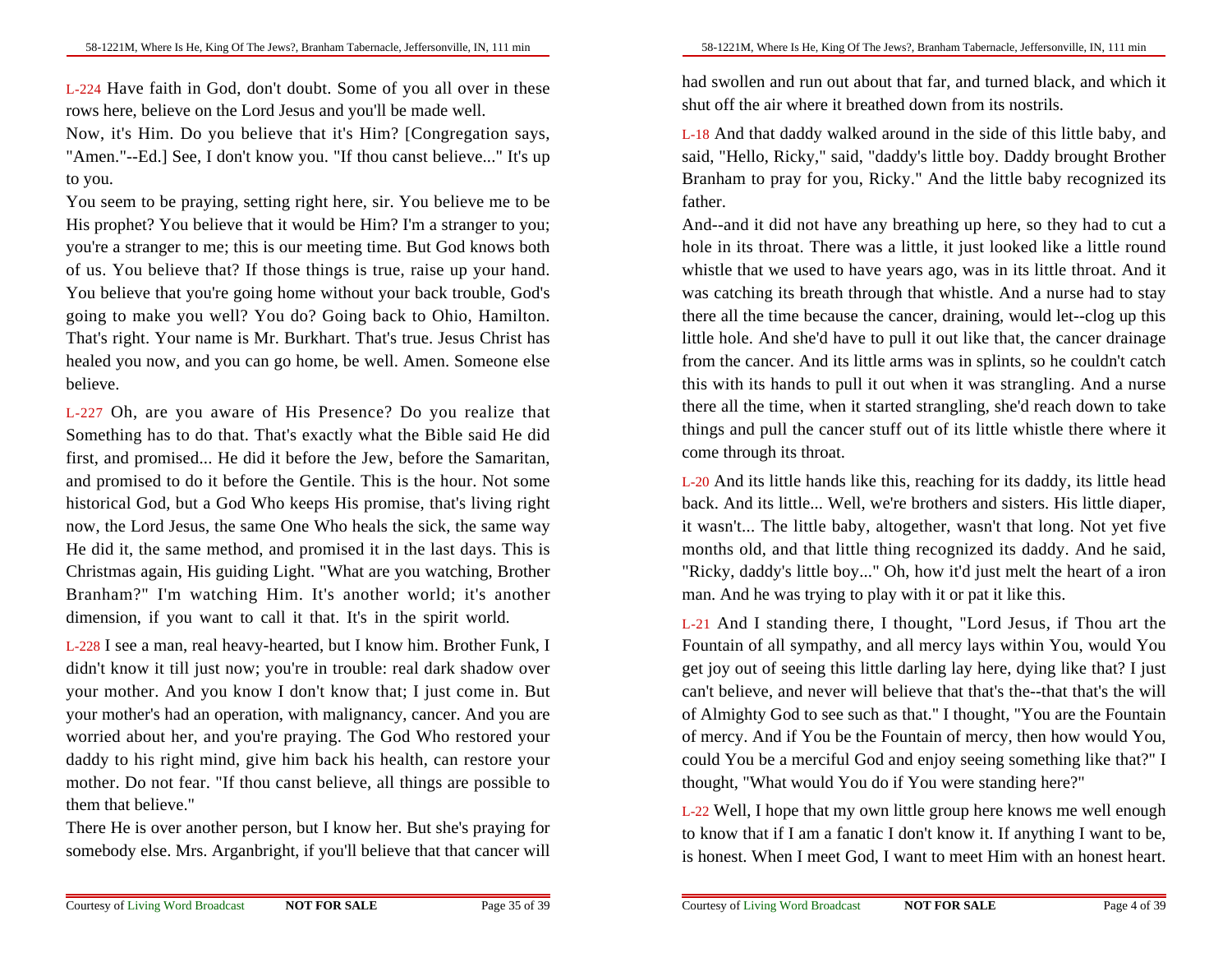L-224 Have faith in God, don't doubt. Some of you all over in these rows here, believe on the Lord Jesus and you'll be made well.

Now, it's Him. Do you believe that it's Him? [Congregation says, "Amen."--Ed.] See, I don't know you. "If thou canst believe..." It's up to you.

You seem to be praying, setting right here, sir. You believe me to be His prophet? You believe that it would be Him? I'm a stranger to you; you're a stranger to me; this is our meeting time. But God knows both of us. You believe that? If those things is true, raise up your hand. You believe that you're going home without your back trouble, God's going to make you well? You do? Going back to Ohio, Hamilton. That's right. Your name is Mr. Burkhart. That's true. Jesus Christ has healed you now, and you can go home, be well. Amen. Someone else believe.

L-227 Oh, are you aware of His Presence? Do you realize that Something has to do that. That's exactly what the Bible said He did first, and promised... He did it before the Jew, before the Samaritan, and promised to do it before the Gentile. This is the hour. Not some historical God, but a God Who keeps His promise, that's living right now, the Lord Jesus, the same One Who heals the sick, the same way He did it, the same method, and promised it in the last days. This is Christmas again, His guiding Light. "What are you watching, Brother Branham?" I'm watching Him. It's another world; it's another dimension, if you want to call it that. It's in the spirit world.

L-228 I see a man, real heavy-hearted, but I know him. Brother Funk, I didn't know it till just now; you're in trouble: real dark shadow over your mother. And you know I don't know that; I just come in. But your mother's had an operation, with malignancy, cancer. And you are worried about her, and you're praying. The God Who restored your daddy to his right mind, give him back his health, can restore your mother. Do not fear. "If thou canst believe, all things are possible to them that believe."

There He is over another person, but I know her. But she's praying for somebody else. Mrs. Arganbright, if you'll believe that that cancer will

had swollen and run out about that far, and turned black, and which it shut off the air where it breathed down from its nostrils.

L-18 And that daddy walked around in the side of this little baby, and said, "Hello, Ricky," said, "daddy's little boy. Daddy brought Brother Branham to pray for you, Ricky." And the little baby recognized its father.

And--and it did not have any breathing up here, so they had to cut a hole in its throat. There was a little, it just looked like a little round whistle that we used to have years ago, was in its little throat. And it was catching its breath through that whistle. And a nurse had to stay there all the time because the cancer, draining, would let--clog up this little hole. And she'd have to pull it out like that, the cancer drainage from the cancer. And its little arms was in splints, so he couldn't catch this with its hands to pull it out when it was strangling. And a nurse there all the time, when it started strangling, she'd reach down to take things and pull the cancer stuff out of its little whistle there where it come through its throat.

L-20 And its little hands like this, reaching for its daddy, its little head back. And its little... Well, we're brothers and sisters. His little diaper, it wasn't... The little baby, altogether, wasn't that long. Not yet five months old, and that little thing recognized its daddy. And he said, "Ricky, daddy's little boy..." Oh, how it'd just melt the heart of a iron man. And he was trying to play with it or pat it like this.

L-21 And I standing there, I thought, "Lord Jesus, if Thou art the Fountain of all sympathy, and all mercy lays within You, would You get joy out of seeing this little darling lay here, dying like that? I just can't believe, and never will believe that that's the--that that's the will of Almighty God to see such as that." I thought, "You are the Fountain of mercy. And if You be the Fountain of mercy, then how would You, could You be a merciful God and enjoy seeing something like that?" I thought, "What would You do if You were standing here?"

L-22 Well, I hope that my own little group here knows me well enough to know that if I am a fanatic I don't know it. If anything I want to be, is honest. When I meet God, I want to meet Him with an honest heart.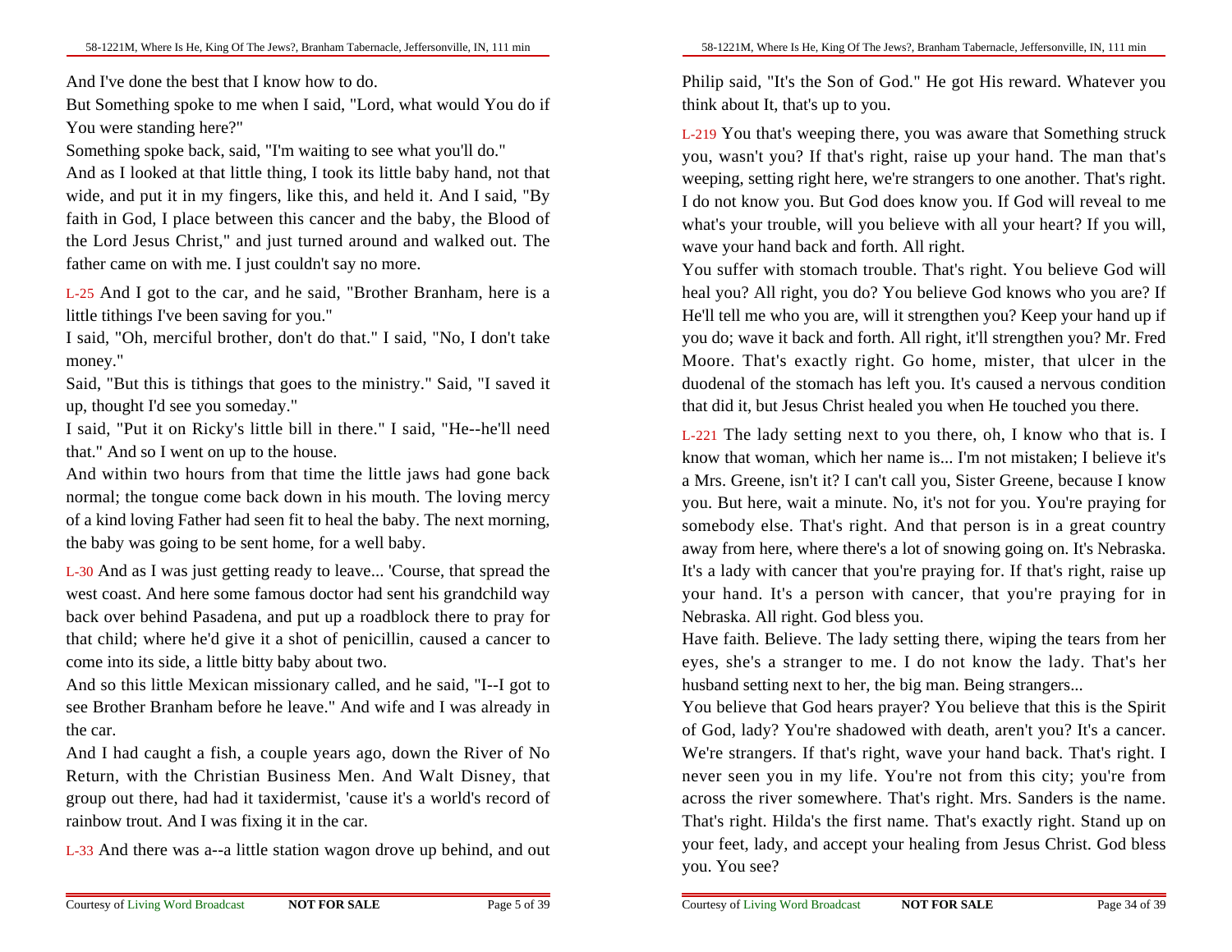And I've done the best that I know how to do.

But Something spoke to me when I said, "Lord, what would You do if You were standing here?"

Something spoke back, said, "I'm waiting to see what you'll do."

And as I looked at that little thing, I took its little baby hand, not that wide, and put it in my fingers, like this, and held it. And I said, "By faith in God, I place between this cancer and the baby, the Blood of the Lord Jesus Christ," and just turned around and walked out. The father came on with me. I just couldn't say no more.

L-25 And I got to the car, and he said, "Brother Branham, here is a little tithings I've been saving for you."

I said, "Oh, merciful brother, don't do that." I said, "No, I don't take money."

Said, "But this is tithings that goes to the ministry." Said, "I saved it up, thought I'd see you someday."

I said, "Put it on Ricky's little bill in there." I said, "He--he'll need that." And so I went on up to the house.

And within two hours from that time the little jaws had gone back normal; the tongue come back down in his mouth. The loving mercy of a kind loving Father had seen fit to heal the baby. The next morning, the baby was going to be sent home, for a well baby.

L-30 And as I was just getting ready to leave... 'Course, that spread the west coast. And here some famous doctor had sent his grandchild way back over behind Pasadena, and put up a roadblock there to pray for that child; where he'd give it a shot of penicillin, caused a cancer to come into its side, a little bitty baby about two.

And so this little Mexican missionary called, and he said, "I--I got to see Brother Branham before he leave." And wife and I was already in the car.

And I had caught a fish, a couple years ago, down the River of No Return, with the Christian Business Men. And Walt Disney, that group out there, had had it taxidermist, 'cause it's a world's record of rainbow trout. And I was fixing it in the car.

L-33 And there was a--a little station wagon drove up behind, and out

Philip said, "It's the Son of God." He got His reward. Whatever you think about It, that's up to you.

L-219 You that's weeping there, you was aware that Something struck you, wasn't you? If that's right, raise up your hand. The man that's weeping, setting right here, we're strangers to one another. That's right. I do not know you. But God does know you. If God will reveal to me what's your trouble, will you believe with all your heart? If you will, wave your hand back and forth. All right.

You suffer with stomach trouble. That's right. You believe God will heal you? All right, you do? You believe God knows who you are? If He'll tell me who you are, will it strengthen you? Keep your hand up if you do; wave it back and forth. All right, it'll strengthen you? Mr. Fred Moore. That's exactly right. Go home, mister, that ulcer in the duodenal of the stomach has left you. It's caused a nervous condition that did it, but Jesus Christ healed you when He touched you there.

L-221 The lady setting next to you there, oh, I know who that is. I know that woman, which her name is... I'm not mistaken; I believe it's a Mrs. Greene, isn't it? I can't call you, Sister Greene, because I know you. But here, wait a minute. No, it's not for you. You're praying for somebody else. That's right. And that person is in a great country away from here, where there's a lot of snowing going on. It's Nebraska. It's a lady with cancer that you're praying for. If that's right, raise up your hand. It's a person with cancer, that you're praying for in Nebraska. All right. God bless you.

Have faith. Believe. The lady setting there, wiping the tears from her eyes, she's a stranger to me. I do not know the lady. That's her husband setting next to her, the big man. Being strangers...

You believe that God hears prayer? You believe that this is the Spirit of God, lady? You're shadowed with death, aren't you? It's a cancer. We're strangers. If that's right, wave your hand back. That's right. I never seen you in my life. You're not from this city; you're from across the river somewhere. That's right. Mrs. Sanders is the name. That's right. Hilda's the first name. That's exactly right. Stand up on your feet, lady, and accept your healing from Jesus Christ. God bless you. You see?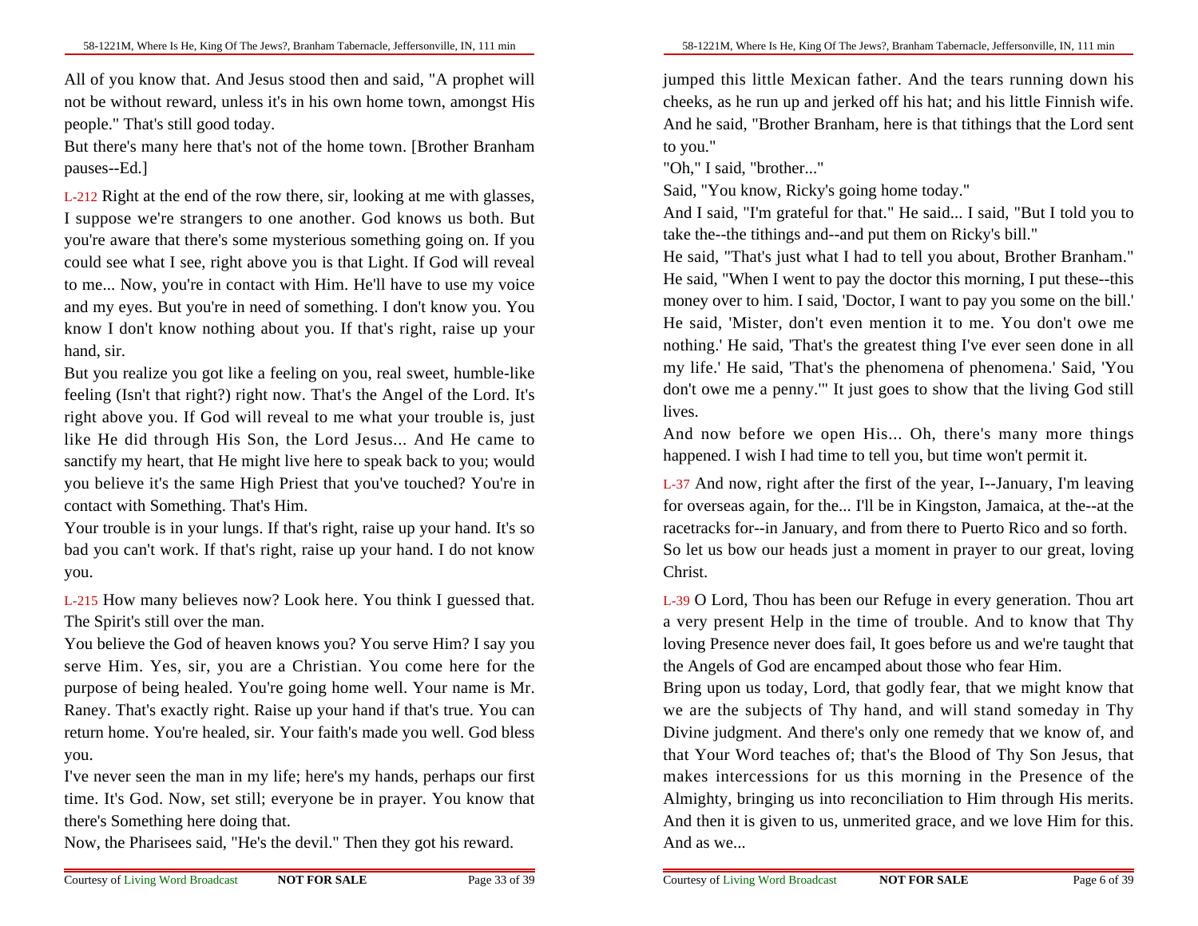All of you know that. And Jesus stood then and said, "A prophet will not be without reward, unless it's in his own home town, amongst His people." That's still good today.

But there's many here that's not of the home town. [Brother Branham pauses--Ed.]

L-212 Right at the end of the row there, sir, looking at me with glasses, I suppose we're strangers to one another. God knows us both. But you're aware that there's some mysterious something going on. If you could see what I see, right above you is that Light. If God will reveal to me... Now, you're in contact with Him. He'll have to use my voice and my eyes. But you're in need of something. I don't know you. You know I don't know nothing about you. If that's right, raise up your hand, sir.

But you realize you got like a feeling on you, real sweet, humble-like feeling (Isn't that right?) right now. That's the Angel of the Lord. It's right above you. If God will reveal to me what your trouble is, just like He did through His Son, the Lord Jesus... And He came to sanctify my heart, that He might live here to speak back to you; would you believe it's the same High Priest that you've touched? You're in contact with Something. That's Him.

Your trouble is in your lungs. If that's right, raise up your hand. It's so bad you can't work. If that's right, raise up your hand. I do not know you.

L-215 How many believes now? Look here. You think I guessed that. The Spirit's still over the man.

You believe the God of heaven knows you? You serve Him? I say you serve Him. Yes, sir, you are a Christian. You come here for the purpose of being healed. You're going home well. Your name is Mr. Raney. That's exactly right. Raise up your hand if that's true. You can return home. You're healed, sir. Your faith's made you well. God bless you.

I've never seen the man in my life; here's my hands, perhaps our first time. It's God. Now, set still; everyone be in prayer. You know that there's Something here doing that.

Now, the Pharisees said, "He's the devil." Then they got his reward.

jumped this little Mexican father. And the tears running down his cheeks, as he run up and jerked off his hat; and his little Finnish wife. And he said, "Brother Branham, here is that tithings that the Lord sent to you."

"Oh," I said, "brother..."

Said, "You know, Ricky's going home today."

And I said, "I'm grateful for that." He said... I said, "But I told you to take the--the tithings and--and put them on Ricky's bill."

He said, "That's just what I had to tell you about, Brother Branham." He said, "When I went to pay the doctor this morning, I put these--this money over to him. I said, 'Doctor, I want to pay you some on the bill.' He said, 'Mister, don't even mention it to me. You don't owe me nothing.' He said, 'That's the greatest thing I've ever seen done in all my life.' He said, 'That's the phenomena of phenomena.' Said, 'You don't owe me a penny.'" It just goes to show that the living God still lives.

And now before we open His... Oh, there's many more things happened. I wish I had time to tell you, but time won't permit it.

L-37 And now, right after the first of the year, I--January, I'm leaving for overseas again, for the... I'll be in Kingston, Jamaica, at the--at the racetracks for--in January, and from there to Puerto Rico and so forth.

So let us bow our heads just a moment in prayer to our great, loving Christ.

L-39 O Lord, Thou has been our Refuge in every generation. Thou art a very present Help in the time of trouble. And to know that Thy loving Presence never does fail, It goes before us and we're taught that the Angels of God are encamped about those who fear Him.

Bring upon us today, Lord, that godly fear, that we might know that we are the subjects of Thy hand, and will stand someday in Thy Divine judgment. And there's only one remedy that we know of, and that Your Word teaches of; that's the Blood of Thy Son Jesus, that makes intercessions for us this morning in the Presence of the Almighty, bringing us into reconciliation to Him through His merits. And then it is given to us, unmerited grace, and we love Him for this. And as we...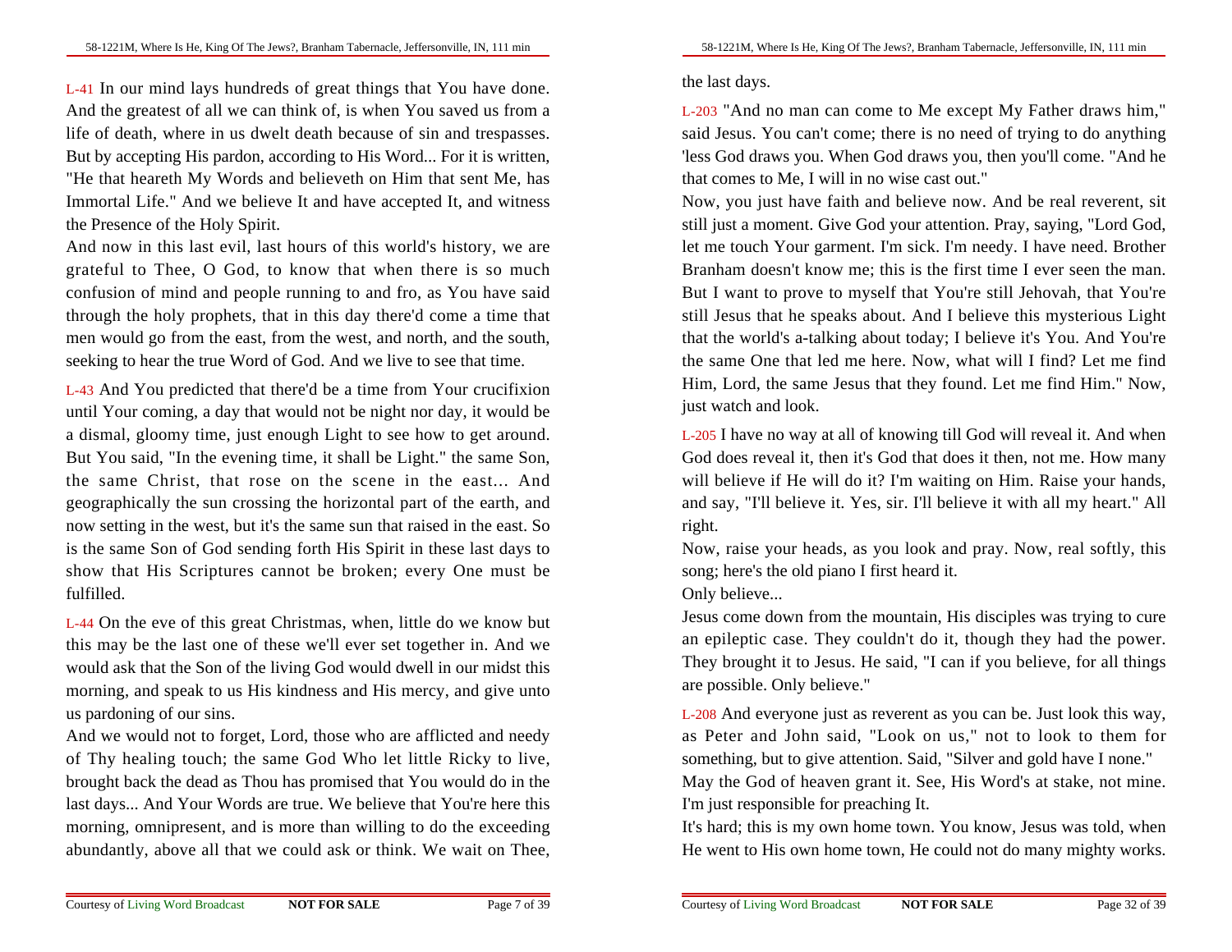L-41 In our mind lays hundreds of great things that You have done. And the greatest of all we can think of, is when You saved us from a life of death, where in us dwelt death because of sin and trespasses. But by accepting His pardon, according to His Word... For it is written, "He that heareth My Words and believeth on Him that sent Me, has Immortal Life." And we believe It and have accepted It, and witness the Presence of the Holy Spirit.

And now in this last evil, last hours of this world's history, we are grateful to Thee, O God, to know that when there is so much confusion of mind and people running to and fro, as You have said through the holy prophets, that in this day there'd come a time that men would go from the east, from the west, and north, and the south, seeking to hear the true Word of God. And we live to see that time.

L-43 And You predicted that there'd be a time from Your crucifixion until Your coming, a day that would not be night nor day, it would be a dismal, gloomy time, just enough Light to see how to get around. But You said, "In the evening time, it shall be Light." the same Son, the same Christ, that rose on the scene in the east... And geographically the sun crossing the horizontal part of the earth, and now setting in the west, but it's the same sun that raised in the east. So is the same Son of God sending forth His Spirit in these last days to show that His Scriptures cannot be broken; every One must be fulfilled.

L-44 On the eve of this great Christmas, when, little do we know but this may be the last one of these we'll ever set together in. And we would ask that the Son of the living God would dwell in our midst this morning, and speak to us His kindness and His mercy, and give unto us pardoning of our sins.

And we would not to forget, Lord, those who are afflicted and needy of Thy healing touch; the same God Who let little Ricky to live, brought back the dead as Thou has promised that You would do in the last days... And Your Words are true. We believe that You're here this morning, omnipresent, and is more than willing to do the exceeding abundantly, above all that we could ask or think. We wait on Thee,

the last days.

L-203 "And no man can come to Me except My Father draws him," said Jesus. You can't come; there is no need of trying to do anything 'less God draws you. When God draws you, then you'll come. "And he that comes to Me, I will in no wise cast out."

Now, you just have faith and believe now. And be real reverent, sit still just a moment. Give God your attention. Pray, saying, "Lord God, let me touch Your garment. I'm sick. I'm needy. I have need. Brother Branham doesn't know me; this is the first time I ever seen the man. But I want to prove to myself that You're still Jehovah, that You're still Jesus that he speaks about. And I believe this mysterious Light that the world's a-talking about today; I believe it's You. And You're the same One that led me here. Now, what will I find? Let me find Him, Lord, the same Jesus that they found. Let me find Him." Now, just watch and look.

L-205 I have no way at all of knowing till God will reveal it. And when God does reveal it, then it's God that does it then, not me. How many will believe if He will do it? I'm waiting on Him. Raise your hands, and say, "I'll believe it. Yes, sir. I'll believe it with all my heart." All right.

Now, raise your heads, as you look and pray. Now, real softly, this song; here's the old piano I first heard it.

Only believe...

Jesus come down from the mountain, His disciples was trying to cure an epileptic case. They couldn't do it, though they had the power. They brought it to Jesus. He said, "I can if you believe, for all things are possible. Only believe."

L-208 And everyone just as reverent as you can be. Just look this way, as Peter and John said, "Look on us," not to look to them for something, but to give attention. Said, "Silver and gold have I none."

May the God of heaven grant it. See, His Word's at stake, not mine. I'm just responsible for preaching It.

It's hard; this is my own home town. You know, Jesus was told, when He went to His own home town, He could not do many mighty works.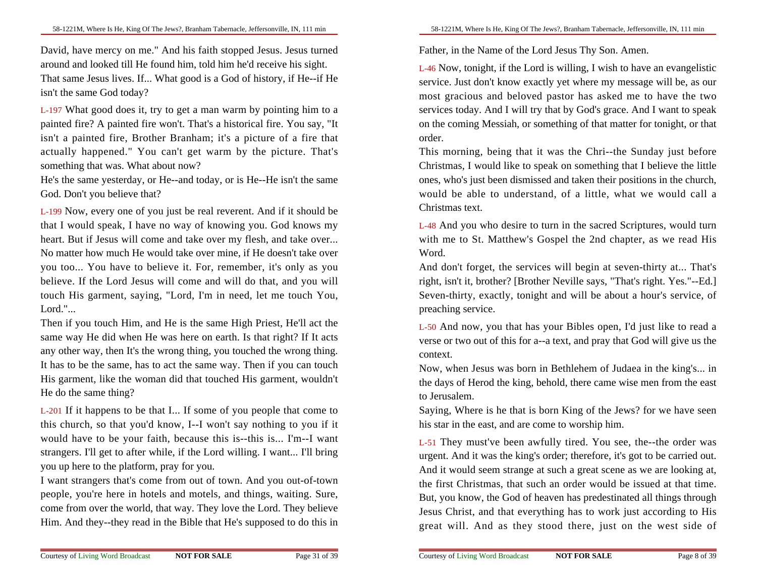David, have mercy on me." And his faith stopped Jesus. Jesus turned around and looked till He found him, told him he'd receive his sight.

That same Jesus lives. If... What good is a God of history, if He--if He isn't the same God today?

L-197 What good does it, try to get a man warm by pointing him to a painted fire? A painted fire won't. That's a historical fire. You say, "It isn't a painted fire, Brother Branham; it's a picture of a fire that actually happened." You can't get warm by the picture. That's something that was. What about now?

He's the same yesterday, or He--and today, or is He--He isn't the same God. Don't you believe that?

L-199 Now, every one of you just be real reverent. And if it should be that I would speak, I have no way of knowing you. God knows my heart. But if Jesus will come and take over my flesh, and take over... No matter how much He would take over mine, if He doesn't take over you too... You have to believe it. For, remember, it's only as you believe. If the Lord Jesus will come and will do that, and you will touch His garment, saying, "Lord, I'm in need, let me touch You, Lord."...

Then if you touch Him, and He is the same High Priest, He'll act the same way He did when He was here on earth. Is that right? If It acts any other way, then It's the wrong thing, you touched the wrong thing. It has to be the same, has to act the same way. Then if you can touch His garment, like the woman did that touched His garment, wouldn't He do the same thing?

L-201 If it happens to be that I... If some of you people that come to this church, so that you'd know, I--I won't say nothing to you if it would have to be your faith, because this is--this is... I'm--I want strangers. I'll get to after while, if the Lord willing. I want... I'll bring you up here to the platform, pray for you.

I want strangers that's come from out of town. And you out-of-town people, you're here in hotels and motels, and things, waiting. Sure, come from over the world, that way. They love the Lord. They believe Him. And they--they read in the Bible that He's supposed to do this in

Father, in the Name of the Lord Jesus Thy Son. Amen.

L-46 Now, tonight, if the Lord is willing, I wish to have an evangelistic service. Just don't know exactly yet where my message will be, as our most gracious and beloved pastor has asked me to have the two services today. And I will try that by God's grace. And I want to speak on the coming Messiah, or something of that matter for tonight, or that order.

This morning, being that it was the Chri--the Sunday just before Christmas, I would like to speak on something that I believe the little ones, who's just been dismissed and taken their positions in the church, would be able to understand, of a little, what we would call a Christmas text.

L-48 And you who desire to turn in the sacred Scriptures, would turn with me to St. Matthew's Gospel the 2nd chapter, as we read His Word.

And don't forget, the services will begin at seven-thirty at... That's right, isn't it, brother? [Brother Neville says, "That's right. Yes."--Ed.] Seven-thirty, exactly, tonight and will be about a hour's service, of preaching service.

L-50 And now, you that has your Bibles open, I'd just like to read a verse or two out of this for a--a text, and pray that God will give us the context.

Now, when Jesus was born in Bethlehem of Judaea in the king's... in the days of Herod the king, behold, there came wise men from the east to Jerusalem.

Saying, Where is he that is born King of the Jews? for we have seen his star in the east, and are come to worship him.

L-51 They must've been awfully tired. You see, the--the order was urgent. And it was the king's order; therefore, it's got to be carried out. And it would seem strange at such a great scene as we are looking at, the first Christmas, that such an order would be issued at that time. But, you know, the God of heaven has predestinated all things through Jesus Christ, and that everything has to work just according to His great will. And as they stood there, just on the west side of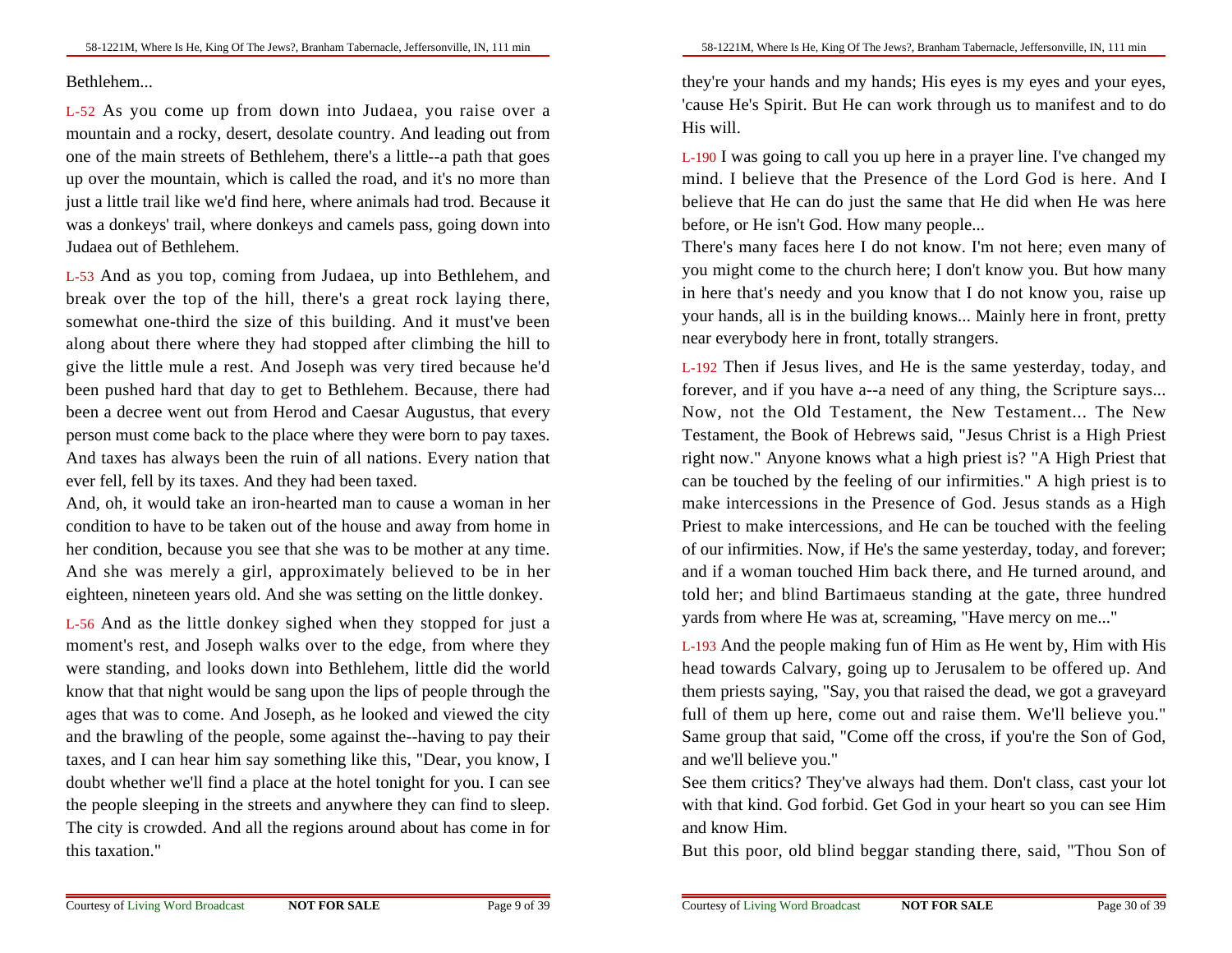Bethlehem...

L-52 As you come up from down into Judaea, you raise over a mountain and a rocky, desert, desolate country. And leading out from one of the main streets of Bethlehem, there's a little--a path that goes up over the mountain, which is called the road, and it's no more than just a little trail like we'd find here, where animals had trod. Because it was a donkeys' trail, where donkeys and camels pass, going down into Judaea out of Bethlehem.

L-53 And as you top, coming from Judaea, up into Bethlehem, and break over the top of the hill, there's a great rock laying there, somewhat one-third the size of this building. And it must've been along about there where they had stopped after climbing the hill to give the little mule a rest. And Joseph was very tired because he'd been pushed hard that day to get to Bethlehem. Because, there had been a decree went out from Herod and Caesar Augustus, that every person must come back to the place where they were born to pay taxes. And taxes has always been the ruin of all nations. Every nation that ever fell, fell by its taxes. And they had been taxed.

And, oh, it would take an iron-hearted man to cause a woman in her condition to have to be taken out of the house and away from home in her condition, because you see that she was to be mother at any time. And she was merely a girl, approximately believed to be in her eighteen, nineteen years old. And she was setting on the little donkey.

L-56 And as the little donkey sighed when they stopped for just a moment's rest, and Joseph walks over to the edge, from where they were standing, and looks down into Bethlehem, little did the world know that that night would be sang upon the lips of people through the ages that was to come. And Joseph, as he looked and viewed the city and the brawling of the people, some against the--having to pay their taxes, and I can hear him say something like this, "Dear, you know, I doubt whether we'll find a place at the hotel tonight for you. I can see the people sleeping in the streets and anywhere they can find to sleep. The city is crowded. And all the regions around about has come in for this taxation."

they're your hands and my hands; His eyes is my eyes and your eyes, 'cause He's Spirit. But He can work through us to manifest and to do His will.

L-190 I was going to call you up here in a prayer line. I've changed my mind. I believe that the Presence of the Lord God is here. And I believe that He can do just the same that He did when He was here before, or He isn't God. How many people...

There's many faces here I do not know. I'm not here; even many of you might come to the church here; I don't know you. But how many in here that's needy and you know that I do not know you, raise up your hands, all is in the building knows... Mainly here in front, pretty near everybody here in front, totally strangers.

L-192 Then if Jesus lives, and He is the same yesterday, today, and forever, and if you have a--a need of any thing, the Scripture says... Now, not the Old Testament, the New Testament... The New Testament, the Book of Hebrews said, "Jesus Christ is a High Priest right now." Anyone knows what a high priest is? "A High Priest that can be touched by the feeling of our infirmities." A high priest is to make intercessions in the Presence of God. Jesus stands as a High Priest to make intercessions, and He can be touched with the feeling of our infirmities. Now, if He's the same yesterday, today, and forever; and if a woman touched Him back there, and He turned around, and told her; and blind Bartimaeus standing at the gate, three hundred yards from where He was at, screaming, "Have mercy on me..."

L-193 And the people making fun of Him as He went by, Him with His head towards Calvary, going up to Jerusalem to be offered up. And them priests saying, "Say, you that raised the dead, we got a graveyard full of them up here, come out and raise them. We'll believe you." Same group that said, "Come off the cross, if you're the Son of God, and we'll believe you."

See them critics? They've always had them. Don't class, cast your lot with that kind. God forbid. Get God in your heart so you can see Him and know Him.

But this poor, old blind beggar standing there, said, "Thou Son of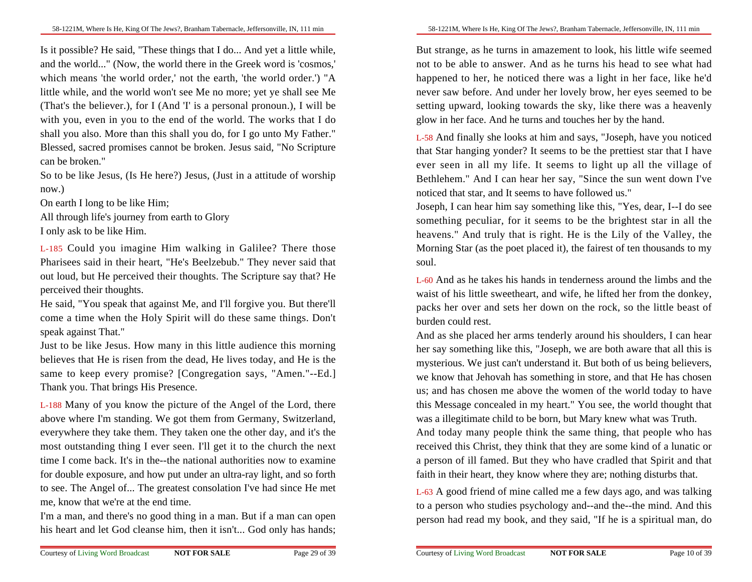Is it possible? He said, "These things that I do... And yet a little while, and the world..." (Now, the world there in the Greek word is 'cosmos,' which means 'the world order,' not the earth, 'the world order.') "A little while, and the world won't see Me no more; yet ye shall see Me (That's the believer.), for I (And 'I' is a personal pronoun.), I will be with you, even in you to the end of the world. The works that I do shall you also. More than this shall you do, for I go unto My Father." Blessed, sacred promises cannot be broken. Jesus said, "No Scripture can be broken."

So to be like Jesus, (Is He here?) Jesus, (Just in a attitude of worship now.)

On earth I long to be like Him;

All through life's journey from earth to Glory

I only ask to be like Him.

L-185 Could you imagine Him walking in Galilee? There those Pharisees said in their heart, "He's Beelzebub." They never said that out loud, but He perceived their thoughts. The Scripture say that? He perceived their thoughts.

He said, "You speak that against Me, and I'll forgive you. But there'll come a time when the Holy Spirit will do these same things. Don't speak against That."

Just to be like Jesus. How many in this little audience this morning believes that He is risen from the dead, He lives today, and He is the same to keep every promise? [Congregation says, "Amen."--Ed.] Thank you. That brings His Presence.

L-188 Many of you know the picture of the Angel of the Lord, there above where I'm standing. We got them from Germany, Switzerland, everywhere they take them. They taken one the other day, and it's the most outstanding thing I ever seen. I'll get it to the church the next time I come back. It's in the--the national authorities now to examine for double exposure, and how put under an ultra-ray light, and so forth to see. The Angel of... The greatest consolation I've had since He met me, know that we're at the end time.

I'm a man, and there's no good thing in a man. But if a man can open his heart and let God cleanse him, then it isn't... God only has hands;

But strange, as he turns in amazement to look, his little wife seemed not to be able to answer. And as he turns his head to see what had happened to her, he noticed there was a light in her face, like he'd never saw before. And under her lovely brow, her eyes seemed to be setting upward, looking towards the sky, like there was a heavenly glow in her face. And he turns and touches her by the hand.

L-58 And finally she looks at him and says, "Joseph, have you noticed that Star hanging yonder? It seems to be the prettiest star that I have ever seen in all my life. It seems to light up all the village of Bethlehem." And I can hear her say, "Since the sun went down I've noticed that star, and It seems to have followed us."

Joseph, I can hear him say something like this, "Yes, dear, I--I do see something peculiar, for it seems to be the brightest star in all the heavens." And truly that is right. He is the Lily of the Valley, the Morning Star (as the poet placed it), the fairest of ten thousands to my soul.

L-60 And as he takes his hands in tenderness around the limbs and the waist of his little sweetheart, and wife, he lifted her from the donkey, packs her over and sets her down on the rock, so the little beast of burden could rest.

And as she placed her arms tenderly around his shoulders, I can hear her say something like this, "Joseph, we are both aware that all this is mysterious. We just can't understand it. But both of us being believers, we know that Jehovah has something in store, and that He has chosen us; and has chosen me above the women of the world today to have this Message concealed in my heart." You see, the world thought that was a illegitimate child to be born, but Mary knew what was Truth.

And today many people think the same thing, that people who has received this Christ, they think that they are some kind of a lunatic or a person of ill famed. But they who have cradled that Spirit and that faith in their heart, they know where they are; nothing disturbs that.

L-63 A good friend of mine called me a few days ago, and was talking to a person who studies psychology and--and the--the mind. And this person had read my book, and they said, "If he is a spiritual man, do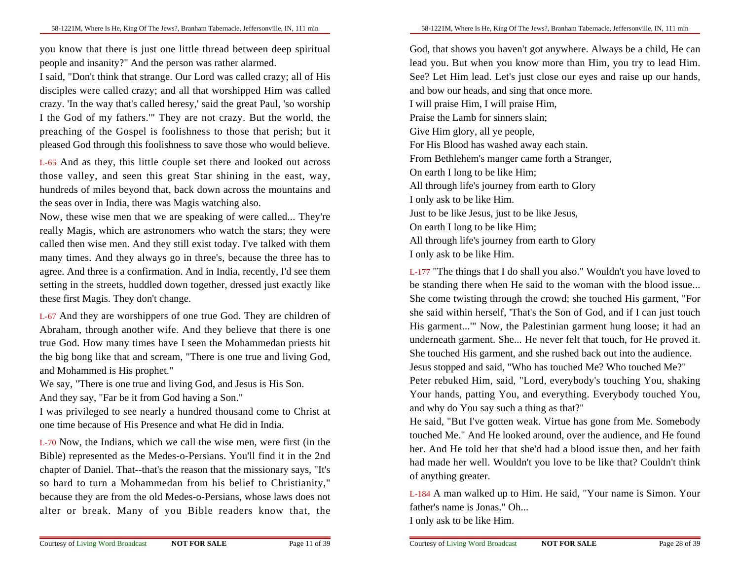you know that there is just one little thread between deep spiritual people and insanity?" And the person was rather alarmed.

I said, "Don't think that strange. Our Lord was called crazy; all of His disciples were called crazy; and all that worshipped Him was called crazy. 'In the way that's called heresy,' said the great Paul, 'so worship I the God of my fathers.'" They are not crazy. But the world, the preaching of the Gospel is foolishness to those that perish; but it pleased God through this foolishness to save those who would believe.

L-65 And as they, this little couple set there and looked out across those valley, and seen this great Star shining in the east, way, hundreds of miles beyond that, back down across the mountains and the seas over in India, there was Magis watching also.

Now, these wise men that we are speaking of were called... They're really Magis, which are astronomers who watch the stars; they were called then wise men. And they still exist today. I've talked with them many times. And they always go in three's, because the three has to agree. And three is a confirmation. And in India, recently, I'd see them setting in the streets, huddled down together, dressed just exactly like these first Magis. They don't change.

L-67 And they are worshippers of one true God. They are children of Abraham, through another wife. And they believe that there is one true God. How many times have I seen the Mohammedan priests hit the big bong like that and scream, "There is one true and living God, and Mohammed is His prophet."

We say, "There is one true and living God, and Jesus is His Son.

And they say, "Far be it from God having a Son."

I was privileged to see nearly a hundred thousand come to Christ at one time because of His Presence and what He did in India.

L-70 Now, the Indians, which we call the wise men, were first (in the Bible) represented as the Medes-o-Persians. You'll find it in the 2nd chapter of Daniel. That--that's the reason that the missionary says, "It's so hard to turn a Mohammedan from his belief to Christianity," because they are from the old Medes-o-Persians, whose laws does not alter or break. Many of you Bible readers know that, the

God, that shows you haven't got anywhere. Always be a child, He can lead you. But when you know more than Him, you try to lead Him. See? Let Him lead. Let's just close our eyes and raise up our hands, and bow our heads, and sing that once more.

I will praise Him, I will praise Him,  
Praise the Lamb for sinners slain;  
Give Him glory, all ye people,  
For His Blood has washed away each stain.  
From Bethlehem's manger came forth a Stranger,  
On earth I long to be like Him;  
All through life's journey from earth to Glory  
I only ask to be like Him.  
Just to be like Jesus, just to be like Jesus,  
On earth I long to be like Him;  
All through life's journey from earth to Glory  
I only ask to be like Him.

L-177 "The things that I do shall you also." Wouldn't you have loved to be standing there when He said to the woman with the blood issue... She come twisting through the crowd; she touched His garment, "For she said within herself, 'That's the Son of God, and if I can just touch His garment...'" Now, the Palestinian garment hung loose; it had an underneath garment. She... He never felt that touch, for He proved it. She touched His garment, and she rushed back out into the audience.

Jesus stopped and said, "Who has touched Me? Who touched Me?"

Peter rebuked Him, said, "Lord, everybody's touching You, shaking Your hands, patting You, and everything. Everybody touched You, and why do You say such a thing as that?"

He said, "But I've gotten weak. Virtue has gone from Me. Somebody touched Me." And He looked around, over the audience, and He found her. And He told her that she'd had a blood issue then, and her faith had made her well. Wouldn't you love to be like that? Couldn't think of anything greater.

L-184 A man walked up to Him. He said, "Your name is Simon. Your father's name is Jonas." Oh...

I only ask to be like Him.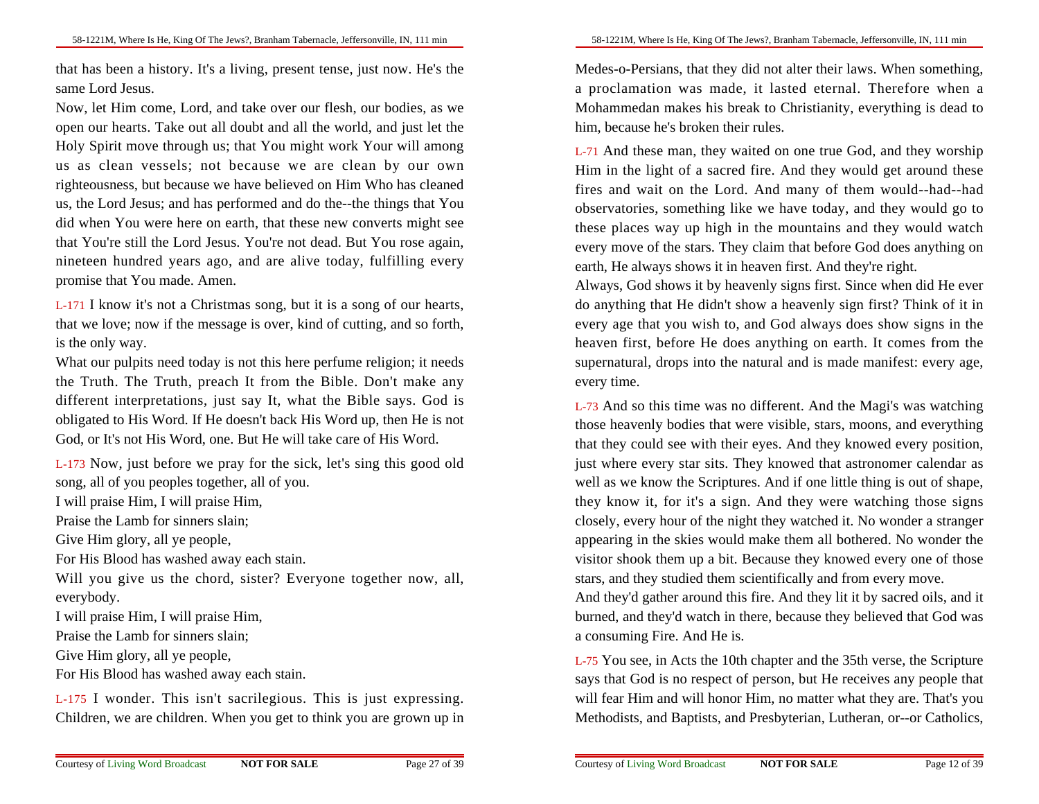that has been a history. It's a living, present tense, just now. He's the same Lord Jesus.

Now, let Him come, Lord, and take over our flesh, our bodies, as we open our hearts. Take out all doubt and all the world, and just let the Holy Spirit move through us; that You might work Your will among us as clean vessels; not because we are clean by our own righteousness, but because we have believed on Him Who has cleaned us, the Lord Jesus; and has performed and do the--the things that You did when You were here on earth, that these new converts might see that You're still the Lord Jesus. You're not dead. But You rose again, nineteen hundred years ago, and are alive today, fulfilling every promise that You made. Amen.

L-171 I know it's not a Christmas song, but it is a song of our hearts, that we love; now if the message is over, kind of cutting, and so forth, is the only way.

What our pulpits need today is not this here perfume religion; it needs the Truth. The Truth, preach It from the Bible. Don't make any different interpretations, just say It, what the Bible says. God is obligated to His Word. If He doesn't back His Word up, then He is not God, or It's not His Word, one. But He will take care of His Word.

L-173 Now, just before we pray for the sick, let's sing this good old song, all of you peoples together, all of you.

I will praise Him, I will praise Him,
Praise the Lamb for sinners slain;
Give Him glory, all ye people,
For His Blood has washed away each stain.

Will you give us the chord, sister? Everyone together now, all, everybody.

I will praise Him, I will praise Him,
Praise the Lamb for sinners slain;
Give Him glory, all ye people,
For His Blood has washed away each stain.

L-175 I wonder. This isn't sacrilegious. This is just expressing. Children, we are children. When you get to think you are grown up in

Medes-o-Persians, that they did not alter their laws. When something, a proclamation was made, it lasted eternal. Therefore when a Mohammedan makes his break to Christianity, everything is dead to him, because he's broken their rules.

L-71 And these man, they waited on one true God, and they worship Him in the light of a sacred fire. And they would get around these fires and wait on the Lord. And many of them would--had--had observatories, something like we have today, and they would go to these places way up high in the mountains and they would watch every move of the stars. They claim that before God does anything on earth, He always shows it in heaven first. And they're right.

Always, God shows it by heavenly signs first. Since when did He ever do anything that He didn't show a heavenly sign first? Think of it in every age that you wish to, and God always does show signs in the heaven first, before He does anything on earth. It comes from the supernatural, drops into the natural and is made manifest: every age, every time.

L-73 And so this time was no different. And the Magi's was watching those heavenly bodies that were visible, stars, moons, and everything that they could see with their eyes. And they knowed every position, just where every star sits. They knowed that astronomer calendar as well as we know the Scriptures. And if one little thing is out of shape, they know it, for it's a sign. And they were watching those signs closely, every hour of the night they watched it. No wonder a stranger appearing in the skies would make them all bothered. No wonder the visitor shook them up a bit. Because they knowed every one of those stars, and they studied them scientifically and from every move.

And they'd gather around this fire. And they lit it by sacred oils, and it burned, and they'd watch in there, because they believed that God was a consuming Fire. And He is.

L-75 You see, in Acts the 10th chapter and the 35th verse, the Scripture says that God is no respect of person, but He receives any people that will fear Him and will honor Him, no matter what they are. That's you Methodists, and Baptists, and Presbyterian, Lutheran, or--or Catholics,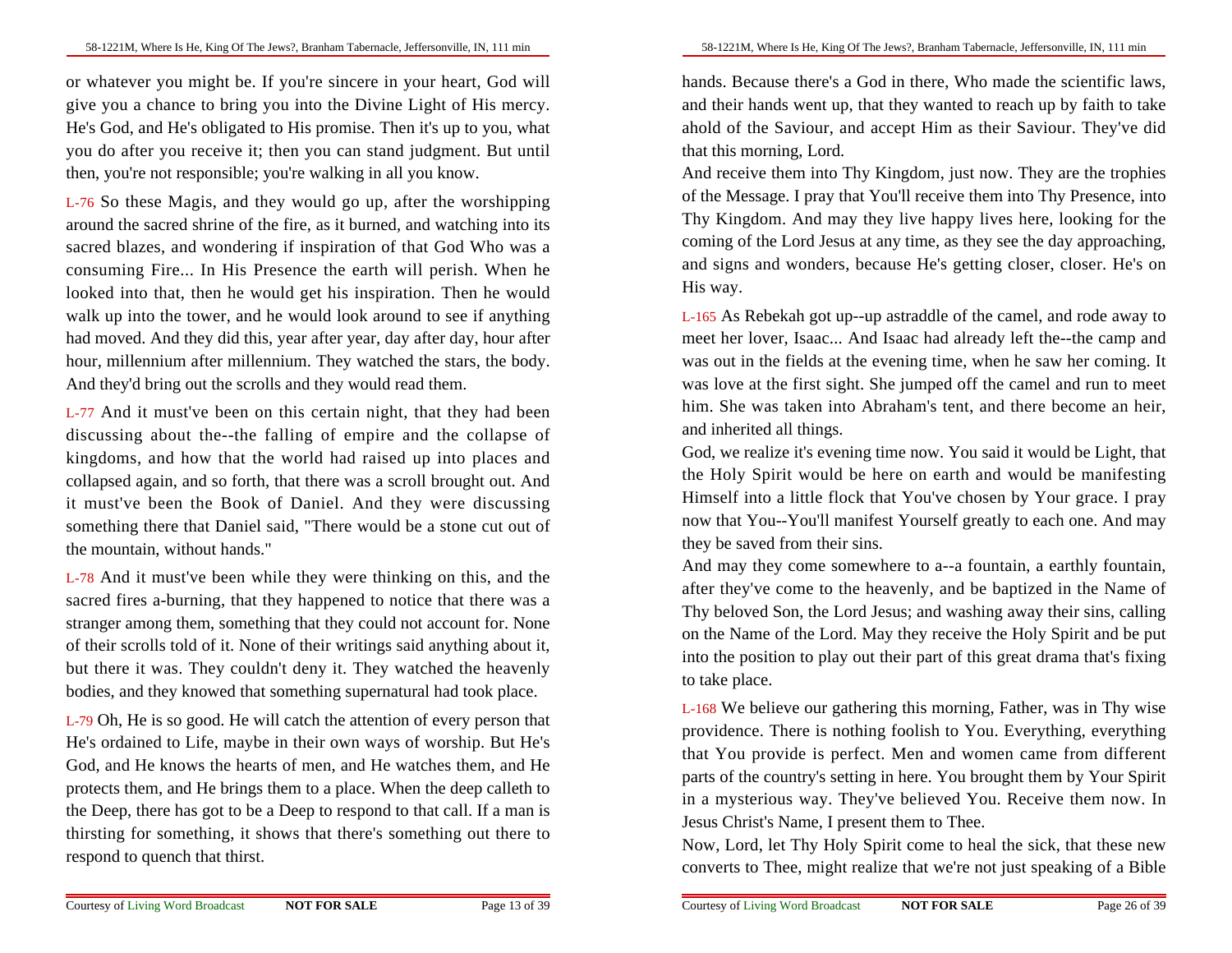or whatever you might be. If you're sincere in your heart, God will give you a chance to bring you into the Divine Light of His mercy. He's God, and He's obligated to His promise. Then it's up to you, what you do after you receive it; then you can stand judgment. But until then, you're not responsible; you're walking in all you know.

L-76 So these Magis, and they would go up, after the worshipping around the sacred shrine of the fire, as it burned, and watching into its sacred blazes, and wondering if inspiration of that God Who was a consuming Fire... In His Presence the earth will perish. When he looked into that, then he would get his inspiration. Then he would walk up into the tower, and he would look around to see if anything had moved. And they did this, year after year, day after day, hour after hour, millennium after millennium. They watched the stars, the body. And they'd bring out the scrolls and they would read them.

L-77 And it must've been on this certain night, that they had been discussing about the--the falling of empire and the collapse of kingdoms, and how that the world had raised up into places and collapsed again, and so forth, that there was a scroll brought out. And it must've been the Book of Daniel. And they were discussing something there that Daniel said, "There would be a stone cut out of the mountain, without hands."

L-78 And it must've been while they were thinking on this, and the sacred fires a-burning, that they happened to notice that there was a stranger among them, something that they could not account for. None of their scrolls told of it. None of their writings said anything about it, but there it was. They couldn't deny it. They watched the heavenly bodies, and they knowed that something supernatural had took place.

L-79 Oh, He is so good. He will catch the attention of every person that He's ordained to Life, maybe in their own ways of worship. But He's God, and He knows the hearts of men, and He watches them, and He protects them, and He brings them to a place. When the deep calleth to the Deep, there has got to be a Deep to respond to that call. If a man is thirsting for something, it shows that there's something out there to respond to quench that thirst.

hands. Because there's a God in there, Who made the scientific laws, and their hands went up, that they wanted to reach up by faith to take ahold of the Saviour, and accept Him as their Saviour. They've did that this morning, Lord.

And receive them into Thy Kingdom, just now. They are the trophies of the Message. I pray that You'll receive them into Thy Presence, into Thy Kingdom. And may they live happy lives here, looking for the coming of the Lord Jesus at any time, as they see the day approaching, and signs and wonders, because He's getting closer, closer. He's on His way.

L-165 As Rebekah got up--up astraddle of the camel, and rode away to meet her lover, Isaac... And Isaac had already left the--the camp and was out in the fields at the evening time, when he saw her coming. It was love at the first sight. She jumped off the camel and run to meet him. She was taken into Abraham's tent, and there become an heir, and inherited all things.

God, we realize it's evening time now. You said it would be Light, that the Holy Spirit would be here on earth and would be manifesting Himself into a little flock that You've chosen by Your grace. I pray now that You--You'll manifest Yourself greatly to each one. And may they be saved from their sins.

And may they come somewhere to a--a fountain, a earthly fountain, after they've come to the heavenly, and be baptized in the Name of Thy beloved Son, the Lord Jesus; and washing away their sins, calling on the Name of the Lord. May they receive the Holy Spirit and be put into the position to play out their part of this great drama that's fixing to take place.

L-168 We believe our gathering this morning, Father, was in Thy wise providence. There is nothing foolish to You. Everything, everything that You provide is perfect. Men and women came from different parts of the country's setting in here. You brought them by Your Spirit in a mysterious way. They've believed You. Receive them now. In Jesus Christ's Name, I present them to Thee.

Now, Lord, let Thy Holy Spirit come to heal the sick, that these new converts to Thee, might realize that we're not just speaking of a Bible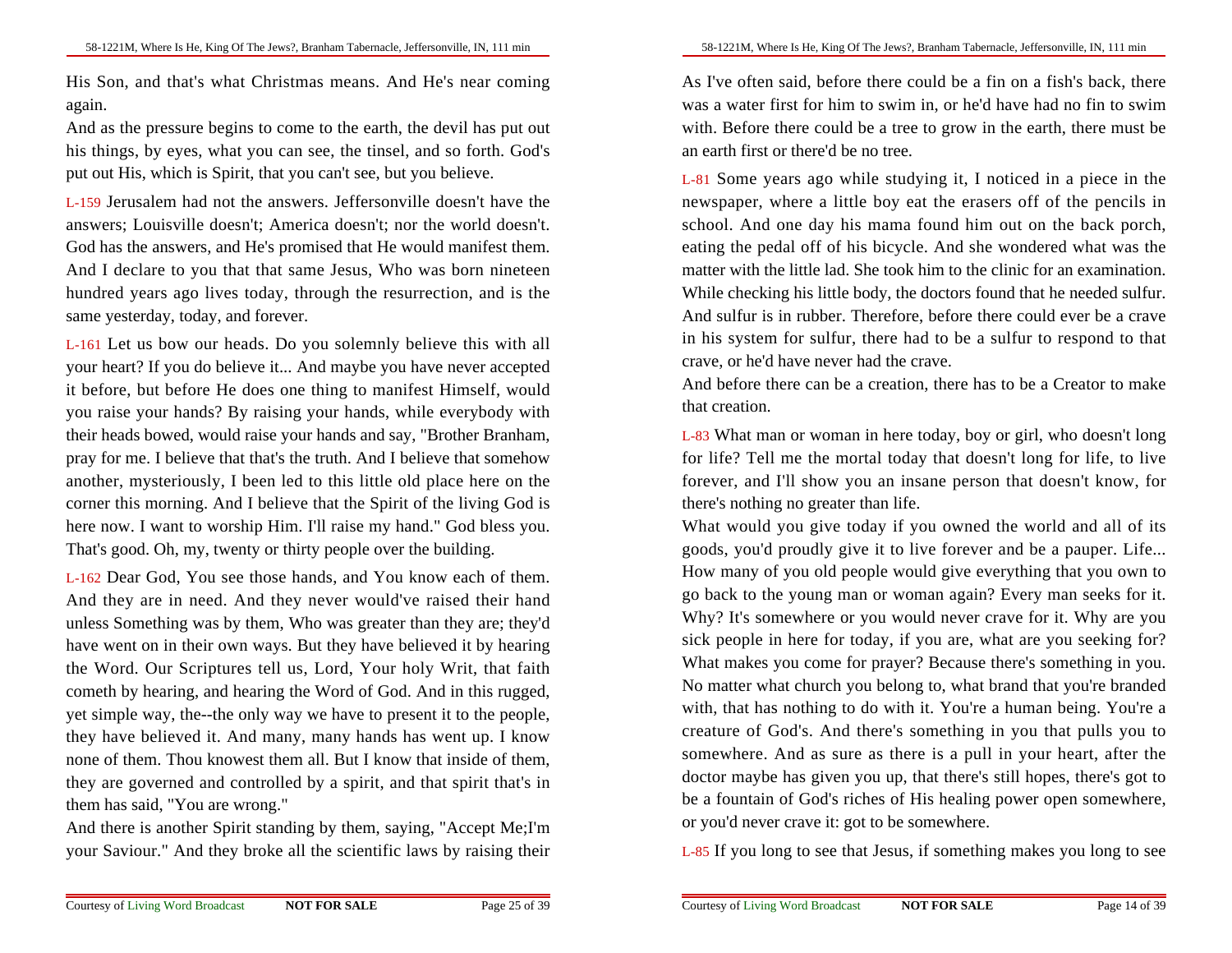His Son, and that's what Christmas means. And He's near coming again.

And as the pressure begins to come to the earth, the devil has put out his things, by eyes, what you can see, the tinsel, and so forth. God's put out His, which is Spirit, that you can't see, but you believe.

L-159 Jerusalem had not the answers. Jeffersonville doesn't have the answers; Louisville doesn't; America doesn't; nor the world doesn't. God has the answers, and He's promised that He would manifest them. And I declare to you that that same Jesus, Who was born nineteen hundred years ago lives today, through the resurrection, and is the same yesterday, today, and forever.

L-161 Let us bow our heads. Do you solemnly believe this with all your heart? If you do believe it... And maybe you have never accepted it before, but before He does one thing to manifest Himself, would you raise your hands? By raising your hands, while everybody with their heads bowed, would raise your hands and say, "Brother Branham, pray for me. I believe that that's the truth. And I believe that somehow another, mysteriously, I been led to this little old place here on the corner this morning. And I believe that the Spirit of the living God is here now. I want to worship Him. I'll raise my hand." God bless you. That's good. Oh, my, twenty or thirty people over the building.

L-162 Dear God, You see those hands, and You know each of them. And they are in need. And they never would've raised their hand unless Something was by them, Who was greater than they are; they'd have went on in their own ways. But they have believed it by hearing the Word. Our Scriptures tell us, Lord, Your holy Writ, that faith cometh by hearing, and hearing the Word of God. And in this rugged, yet simple way, the--the only way we have to present it to the people, they have believed it. And many, many hands has went up. I know none of them. Thou knowest them all. But I know that inside of them, they are governed and controlled by a spirit, and that spirit that's in them has said, "You are wrong."

And there is another Spirit standing by them, saying, "Accept Me;I'm your Saviour." And they broke all the scientific laws by raising their

As I've often said, before there could be a fin on a fish's back, there was a water first for him to swim in, or he'd have had no fin to swim with. Before there could be a tree to grow in the earth, there must be an earth first or there'd be no tree.

L-81 Some years ago while studying it, I noticed in a piece in the newspaper, where a little boy eat the erasers off of the pencils in school. And one day his mama found him out on the back porch, eating the pedal off of his bicycle. And she wondered what was the matter with the little lad. She took him to the clinic for an examination. While checking his little body, the doctors found that he needed sulfur. And sulfur is in rubber. Therefore, before there could ever be a crave in his system for sulfur, there had to be a sulfur to respond to that crave, or he'd have never had the crave.

And before there can be a creation, there has to be a Creator to make that creation.

L-83 What man or woman in here today, boy or girl, who doesn't long for life? Tell me the mortal today that doesn't long for life, to live forever, and I'll show you an insane person that doesn't know, for there's nothing no greater than life.

What would you give today if you owned the world and all of its goods, you'd proudly give it to live forever and be a pauper. Life... How many of you old people would give everything that you own to go back to the young man or woman again? Every man seeks for it. Why? It's somewhere or you would never crave for it. Why are you sick people in here for today, if you are, what are you seeking for? What makes you come for prayer? Because there's something in you. No matter what church you belong to, what brand that you're branded with, that has nothing to do with it. You're a human being. You're a creature of God's. And there's something in you that pulls you to somewhere. And as sure as there is a pull in your heart, after the doctor maybe has given you up, that there's still hopes, there's got to be a fountain of God's riches of His healing power open somewhere, or you'd never crave it: got to be somewhere.

L-85 If you long to see that Jesus, if something makes you long to see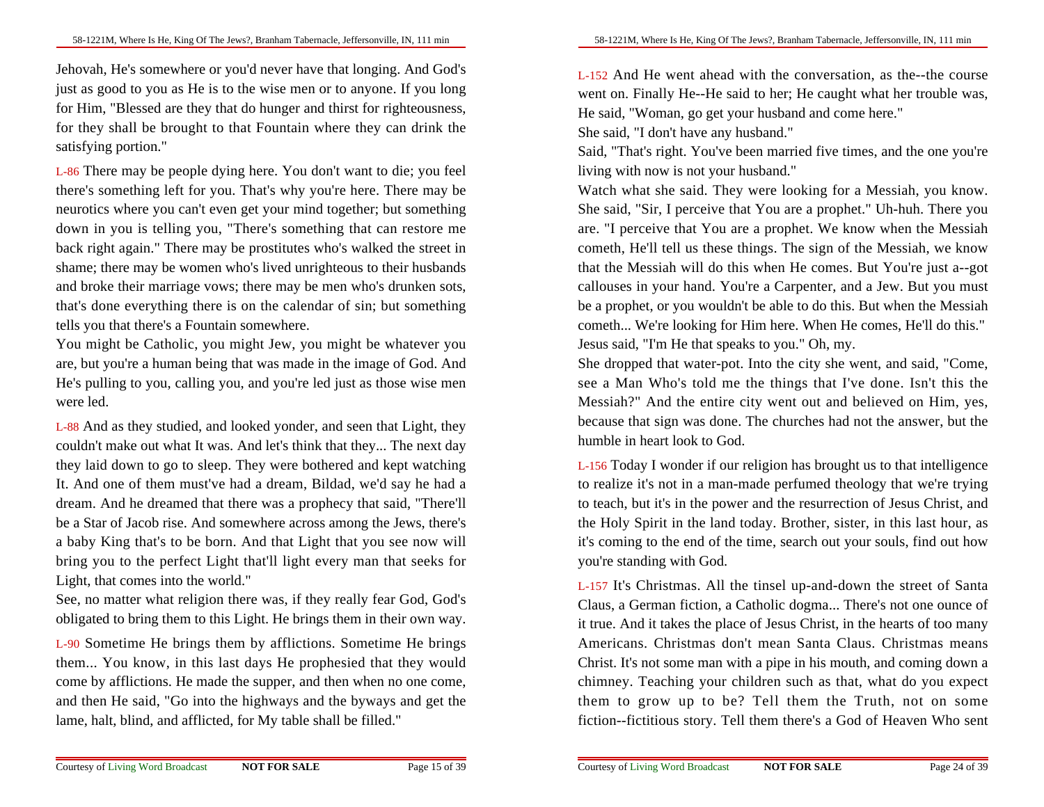Jehovah, He's somewhere or you'd never have that longing. And God's just as good to you as He is to the wise men or to anyone. If you long for Him, "Blessed are they that do hunger and thirst for righteousness, for they shall be brought to that Fountain where they can drink the satisfying portion."

L-86 There may be people dying here. You don't want to die; you feel there's something left for you. That's why you're here. There may be neurotics where you can't even get your mind together; but something down in you is telling you, "There's something that can restore me back right again." There may be prostitutes who's walked the street in shame; there may be women who's lived unrighteous to their husbands and broke their marriage vows; there may be men who's drunken sots, that's done everything there is on the calendar of sin; but something tells you that there's a Fountain somewhere.

You might be Catholic, you might Jew, you might be whatever you are, but you're a human being that was made in the image of God. And He's pulling to you, calling you, and you're led just as those wise men were led.

L-88 And as they studied, and looked yonder, and seen that Light, they couldn't make out what It was. And let's think that they... The next day they laid down to go to sleep. They were bothered and kept watching It. And one of them must've had a dream, Bildad, we'd say he had a dream. And he dreamed that there was a prophecy that said, "There'll be a Star of Jacob rise. And somewhere across among the Jews, there's a baby King that's to be born. And that Light that you see now will bring you to the perfect Light that'll light every man that seeks for Light, that comes into the world."

See, no matter what religion there was, if they really fear God, God's obligated to bring them to this Light. He brings them in their own way.

L-90 Sometime He brings them by afflictions. Sometime He brings them... You know, in this last days He prophesied that they would come by afflictions. He made the supper, and then when no one come, and then He said, "Go into the highways and the byways and get the lame, halt, blind, and afflicted, for My table shall be filled."

L-152 And He went ahead with the conversation, as the--the course went on. Finally He--He said to her; He caught what her trouble was, He said, "Woman, go get your husband and come here."

She said, "I don't have any husband."

Said, "That's right. You've been married five times, and the one you're living with now is not your husband."

Watch what she said. They were looking for a Messiah, you know. She said, "Sir, I perceive that You are a prophet." Uh-huh. There you are. "I perceive that You are a prophet. We know when the Messiah cometh, He'll tell us these things. The sign of the Messiah, we know that the Messiah will do this when He comes. But You're just a--got callouses in your hand. You're a Carpenter, and a Jew. But you must be a prophet, or you wouldn't be able to do this. But when the Messiah cometh... We're looking for Him here. When He comes, He'll do this."

Jesus said, "I'm He that speaks to you." Oh, my.

She dropped that water-pot. Into the city she went, and said, "Come, see a Man Who's told me the things that I've done. Isn't this the Messiah?" And the entire city went out and believed on Him, yes, because that sign was done. The churches had not the answer, but the humble in heart look to God.

L-156 Today I wonder if our religion has brought us to that intelligence to realize it's not in a man-made perfumed theology that we're trying to teach, but it's in the power and the resurrection of Jesus Christ, and the Holy Spirit in the land today. Brother, sister, in this last hour, as it's coming to the end of the time, search out your souls, find out how you're standing with God.

L-157 It's Christmas. All the tinsel up-and-down the street of Santa Claus, a German fiction, a Catholic dogma... There's not one ounce of it true. And it takes the place of Jesus Christ, in the hearts of too many Americans. Christmas don't mean Santa Claus. Christmas means Christ. It's not some man with a pipe in his mouth, and coming down a chimney. Teaching your children such as that, what do you expect them to grow up to be? Tell them the Truth, not on some fiction--fictitious story. Tell them there's a God of Heaven Who sent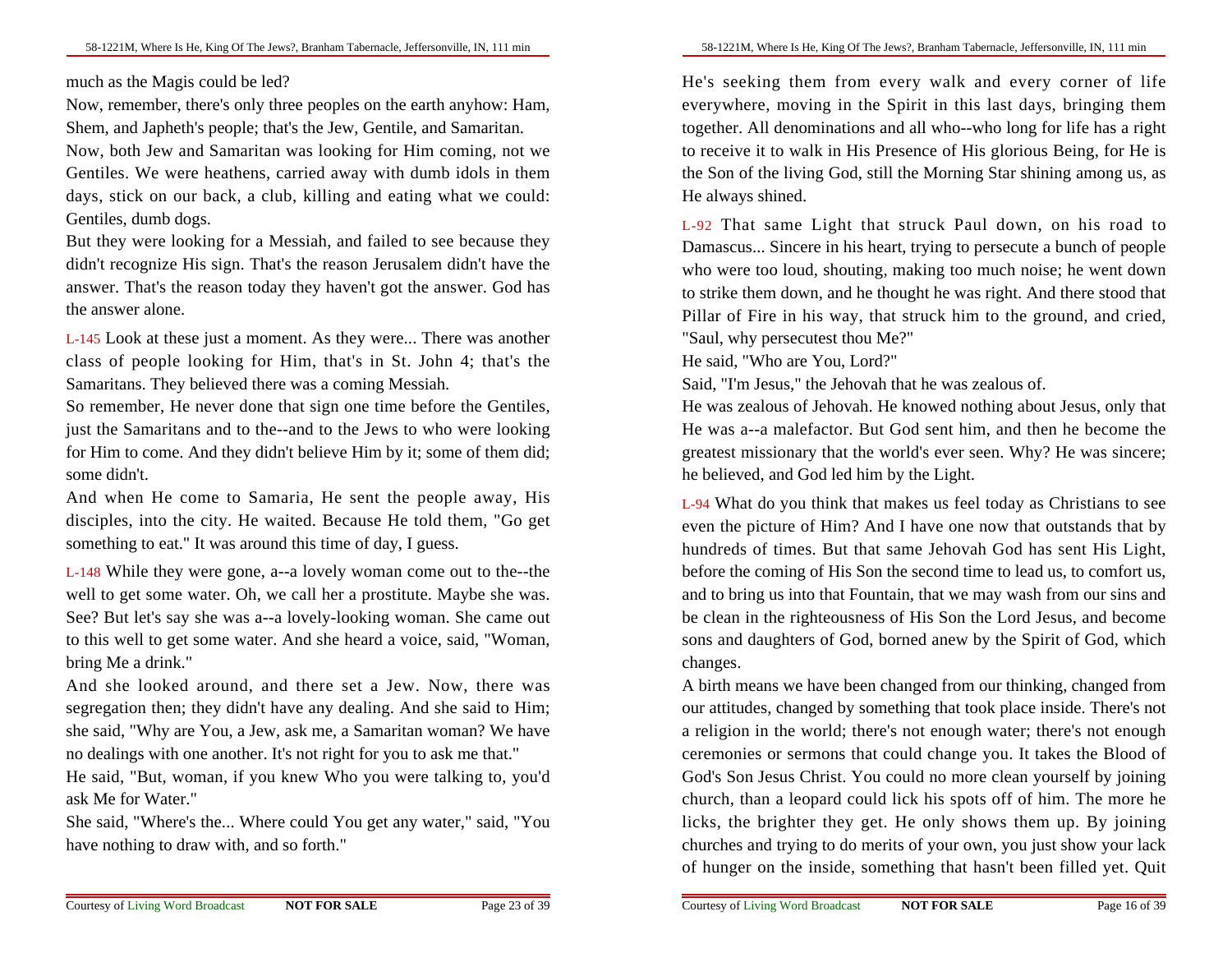much as the Magis could be led?

Now, remember, there's only three peoples on the earth anyhow: Ham, Shem, and Japheth's people; that's the Jew, Gentile, and Samaritan.

Now, both Jew and Samaritan was looking for Him coming, not we Gentiles. We were heathens, carried away with dumb idols in them days, stick on our back, a club, killing and eating what we could: Gentiles, dumb dogs.

But they were looking for a Messiah, and failed to see because they didn't recognize His sign. That's the reason Jerusalem didn't have the answer. That's the reason today they haven't got the answer. God has the answer alone.

L-145 Look at these just a moment. As they were... There was another class of people looking for Him, that's in St. John 4; that's the Samaritans. They believed there was a coming Messiah.

So remember, He never done that sign one time before the Gentiles, just the Samaritans and to the--and to the Jews to who were looking for Him to come. And they didn't believe Him by it; some of them did; some didn't.

And when He come to Samaria, He sent the people away, His disciples, into the city. He waited. Because He told them, "Go get something to eat." It was around this time of day, I guess.

L-148 While they were gone, a--a lovely woman come out to the--the well to get some water. Oh, we call her a prostitute. Maybe she was. See? But let's say she was a--a lovely-looking woman. She came out to this well to get some water. And she heard a voice, said, "Woman, bring Me a drink."

And she looked around, and there set a Jew. Now, there was segregation then; they didn't have any dealing. And she said to Him; she said, "Why are You, a Jew, ask me, a Samaritan woman? We have no dealings with one another. It's not right for you to ask me that."

He said, "But, woman, if you knew Who you were talking to, you'd ask Me for Water."

She said, "Where's the... Where could You get any water," said, "You have nothing to draw with, and so forth."

He's seeking them from every walk and every corner of life everywhere, moving in the Spirit in this last days, bringing them together. All denominations and all who--who long for life has a right to receive it to walk in His Presence of His glorious Being, for He is the Son of the living God, still the Morning Star shining among us, as He always shined.

L-92 That same Light that struck Paul down, on his road to Damascus... Sincere in his heart, trying to persecute a bunch of people who were too loud, shouting, making too much noise; he went down to strike them down, and he thought he was right. And there stood that Pillar of Fire in his way, that struck him to the ground, and cried, "Saul, why persecutest thou Me?"

He said, "Who are You, Lord?"

Said, "I'm Jesus," the Jehovah that he was zealous of.

He was zealous of Jehovah. He knowed nothing about Jesus, only that He was a--a malefactor. But God sent him, and then he become the greatest missionary that the world's ever seen. Why? He was sincere; he believed, and God led him by the Light.

L-94 What do you think that makes us feel today as Christians to see even the picture of Him? And I have one now that outstands that by hundreds of times. But that same Jehovah God has sent His Light, before the coming of His Son the second time to lead us, to comfort us, and to bring us into that Fountain, that we may wash from our sins and be clean in the righteousness of His Son the Lord Jesus, and become sons and daughters of God, borned anew by the Spirit of God, which changes.

A birth means we have been changed from our thinking, changed from our attitudes, changed by something that took place inside. There's not a religion in the world; there's not enough water; there's not enough ceremonies or sermons that could change you. It takes the Blood of God's Son Jesus Christ. You could no more clean yourself by joining church, than a leopard could lick his spots off of him. The more he licks, the brighter they get. He only shows them up. By joining churches and trying to do merits of your own, you just show your lack of hunger on the inside, something that hasn't been filled yet. Quit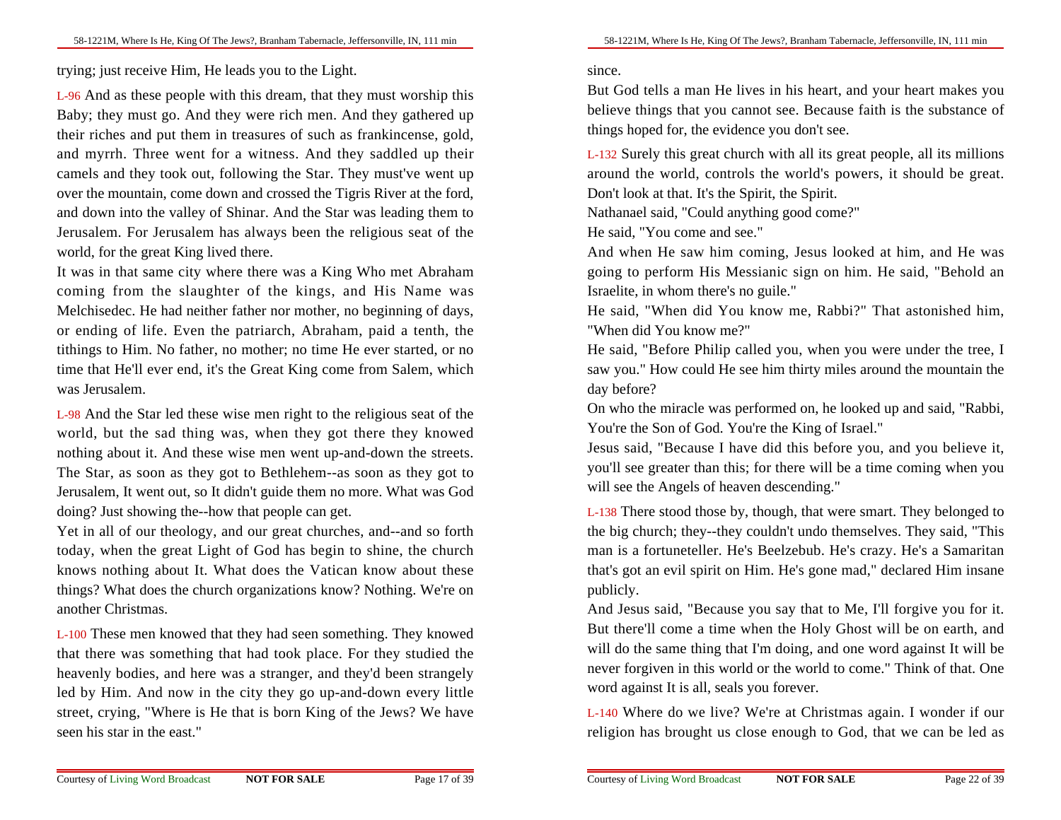trying; just receive Him, He leads you to the Light.

L-96 And as these people with this dream, that they must worship this Baby; they must go. And they were rich men. And they gathered up their riches and put them in treasures of such as frankincense, gold, and myrrh. Three went for a witness. And they saddled up their camels and they took out, following the Star. They must've went up over the mountain, come down and crossed the Tigris River at the ford, and down into the valley of Shinar. And the Star was leading them to Jerusalem. For Jerusalem has always been the religious seat of the world, for the great King lived there.

It was in that same city where there was a King Who met Abraham coming from the slaughter of the kings, and His Name was Melchisedec. He had neither father nor mother, no beginning of days, or ending of life. Even the patriarch, Abraham, paid a tenth, the tithings to Him. No father, no mother; no time He ever started, or no time that He'll ever end, it's the Great King come from Salem, which was Jerusalem.

L-98 And the Star led these wise men right to the religious seat of the world, but the sad thing was, when they got there they knowed nothing about it. And these wise men went up-and-down the streets. The Star, as soon as they got to Bethlehem--as soon as they got to Jerusalem, It went out, so It didn't guide them no more. What was God doing? Just showing the--how that people can get.

Yet in all of our theology, and our great churches, and--and so forth today, when the great Light of God has begin to shine, the church knows nothing about It. What does the Vatican know about these things? What does the church organizations know? Nothing. We're on another Christmas.

L-100 These men knowed that they had seen something. They knowed that there was something that had took place. For they studied the heavenly bodies, and here was a stranger, and they'd been strangely led by Him. And now in the city they go up-and-down every little street, crying, "Where is He that is born King of the Jews? We have seen his star in the east."

since.

But God tells a man He lives in his heart, and your heart makes you believe things that you cannot see. Because faith is the substance of things hoped for, the evidence you don't see.

L-132 Surely this great church with all its great people, all its millions around the world, controls the world's powers, it should be great. Don't look at that. It's the Spirit, the Spirit.

Nathanael said, "Could anything good come?"

He said, "You come and see."

And when He saw him coming, Jesus looked at him, and He was going to perform His Messianic sign on him. He said, "Behold an Israelite, in whom there's no guile."

He said, "When did You know me, Rabbi?" That astonished him, "When did You know me?"

He said, "Before Philip called you, when you were under the tree, I saw you." How could He see him thirty miles around the mountain the day before?

On who the miracle was performed on, he looked up and said, "Rabbi, You're the Son of God. You're the King of Israel."

Jesus said, "Because I have did this before you, and you believe it, you'll see greater than this; for there will be a time coming when you will see the Angels of heaven descending."

L-138 There stood those by, though, that were smart. They belonged to the big church; they--they couldn't undo themselves. They said, "This man is a fortuneteller. He's Beelzebub. He's crazy. He's a Samaritan that's got an evil spirit on Him. He's gone mad," declared Him insane publicly.

And Jesus said, "Because you say that to Me, I'll forgive you for it. But there'll come a time when the Holy Ghost will be on earth, and will do the same thing that I'm doing, and one word against It will be never forgiven in this world or the world to come." Think of that. One word against It is all, seals you forever.

L-140 Where do we live? We're at Christmas again. I wonder if our religion has brought us close enough to God, that we can be led as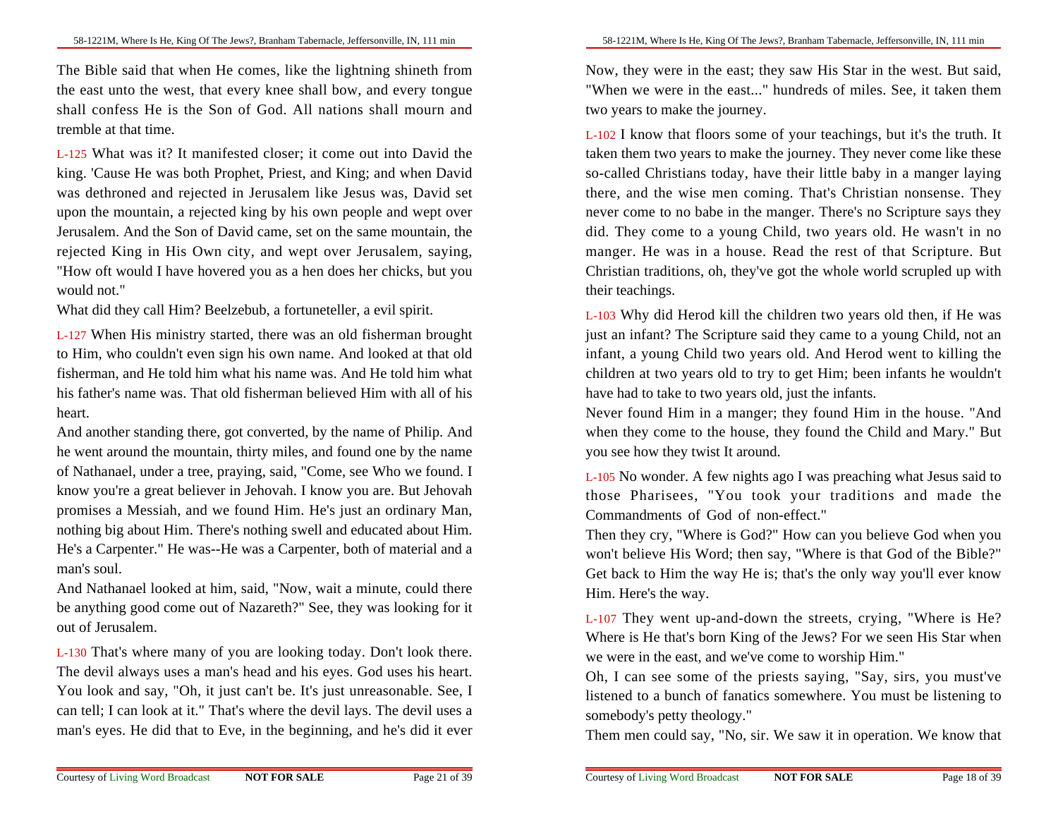The Bible said that when He comes, like the lightning shineth from the east unto the west, that every knee shall bow, and every tongue shall confess He is the Son of God. All nations shall mourn and tremble at that time.

L-125 What was it? It manifested closer; it come out into David the king. 'Cause He was both Prophet, Priest, and King; and when David was dethroned and rejected in Jerusalem like Jesus was, David set upon the mountain, a rejected king by his own people and wept over Jerusalem. And the Son of David came, set on the same mountain, the rejected King in His Own city, and wept over Jerusalem, saying, "How oft would I have hovered you as a hen does her chicks, but you would not."

What did they call Him? Beelzebub, a fortuneteller, a evil spirit.

L-127 When His ministry started, there was an old fisherman brought to Him, who couldn't even sign his own name. And looked at that old fisherman, and He told him what his name was. And He told him what his father's name was. That old fisherman believed Him with all of his heart.

And another standing there, got converted, by the name of Philip. And he went around the mountain, thirty miles, and found one by the name of Nathanael, under a tree, praying, said, "Come, see Who we found. I know you're a great believer in Jehovah. I know you are. But Jehovah promises a Messiah, and we found Him. He's just an ordinary Man, nothing big about Him. There's nothing swell and educated about Him. He's a Carpenter." He was--He was a Carpenter, both of material and a man's soul.

And Nathanael looked at him, said, "Now, wait a minute, could there be anything good come out of Nazareth?" See, they was looking for it out of Jerusalem.

L-130 That's where many of you are looking today. Don't look there. The devil always uses a man's head and his eyes. God uses his heart. You look and say, "Oh, it just can't be. It's just unreasonable. See, I can tell; I can look at it." That's where the devil lays. The devil uses a man's eyes. He did that to Eve, in the beginning, and he's did it ever

Now, they were in the east; they saw His Star in the west. But said, "When we were in the east..." hundreds of miles. See, it taken them two years to make the journey.

L-102 I know that floors some of your teachings, but it's the truth. It taken them two years to make the journey. They never come like these so-called Christians today, have their little baby in a manger laying there, and the wise men coming. That's Christian nonsense. They never come to no babe in the manger. There's no Scripture says they did. They come to a young Child, two years old. He wasn't in no manger. He was in a house. Read the rest of that Scripture. But Christian traditions, oh, they've got the whole world scrupled up with their teachings.

L-103 Why did Herod kill the children two years old then, if He was just an infant? The Scripture said they came to a young Child, not an infant, a young Child two years old. And Herod went to killing the children at two years old to try to get Him; been infants he wouldn't have had to take to two years old, just the infants.

Never found Him in a manger; they found Him in the house. "And when they come to the house, they found the Child and Mary." But you see how they twist It around.

L-105 No wonder. A few nights ago I was preaching what Jesus said to those Pharisees, "You took your traditions and made the Commandments of God of non-effect."

Then they cry, "Where is God?" How can you believe God when you won't believe His Word; then say, "Where is that God of the Bible?" Get back to Him the way He is; that's the only way you'll ever know Him. Here's the way.

L-107 They went up-and-down the streets, crying, "Where is He? Where is He that's born King of the Jews? For we seen His Star when we were in the east, and we've come to worship Him."

Oh, I can see some of the priests saying, "Say, sirs, you must've listened to a bunch of fanatics somewhere. You must be listening to somebody's petty theology."

Them men could say, "No, sir. We saw it in operation. We know that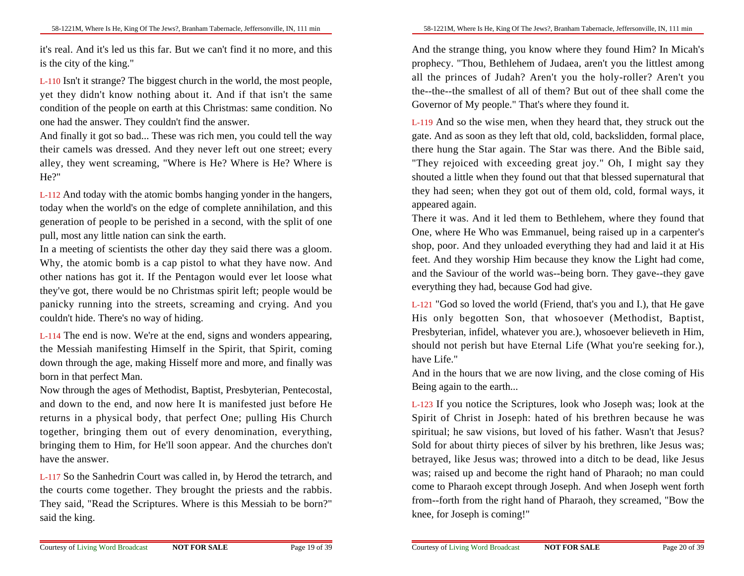it's real. And it's led us this far. But we can't find it no more, and this is the city of the king."

L-110 Isn't it strange? The biggest church in the world, the most people, yet they didn't know nothing about it. And if that isn't the same condition of the people on earth at this Christmas: same condition. No one had the answer. They couldn't find the answer.

And finally it got so bad... These was rich men, you could tell the way their camels was dressed. And they never left out one street; every alley, they went screaming, "Where is He? Where is He? Where is He?"

L-112 And today with the atomic bombs hanging yonder in the hangers, today when the world's on the edge of complete annihilation, and this generation of people to be perished in a second, with the split of one pull, most any little nation can sink the earth.

In a meeting of scientists the other day they said there was a gloom. Why, the atomic bomb is a cap pistol to what they have now. And other nations has got it. If the Pentagon would ever let loose what they've got, there would be no Christmas spirit left; people would be panicky running into the streets, screaming and crying. And you couldn't hide. There's no way of hiding.

L-114 The end is now. We're at the end, signs and wonders appearing, the Messiah manifesting Himself in the Spirit, that Spirit, coming down through the age, making Hisself more and more, and finally was born in that perfect Man.

Now through the ages of Methodist, Baptist, Presbyterian, Pentecostal, and down to the end, and now here It is manifested just before He returns in a physical body, that perfect One; pulling His Church together, bringing them out of every denomination, everything, bringing them to Him, for He'll soon appear. And the churches don't have the answer.

L-117 So the Sanhedrin Court was called in, by Herod the tetrarch, and the courts come together. They brought the priests and the rabbis. They said, "Read the Scriptures. Where is this Messiah to be born?" said the king.

And the strange thing, you know where they found Him? In Micah's prophecy. "Thou, Bethlehem of Judaea, aren't you the littlest among all the princes of Judah? Aren't you the holy-roller? Aren't you the--the--the smallest of all of them? But out of thee shall come the Governor of My people." That's where they found it.

L-119 And so the wise men, when they heard that, they struck out the gate. And as soon as they left that old, cold, backslidden, formal place, there hung the Star again. The Star was there. And the Bible said, "They rejoiced with exceeding great joy." Oh, I might say they shouted a little when they found out that that blessed supernatural that they had seen; when they got out of them old, cold, formal ways, it appeared again.

There it was. And it led them to Bethlehem, where they found that One, where He Who was Emmanuel, being raised up in a carpenter's shop, poor. And they unloaded everything they had and laid it at His feet. And they worship Him because they know the Light had come, and the Saviour of the world was--being born. They gave--they gave everything they had, because God had give.

L-121 "God so loved the world (Friend, that's you and I.), that He gave His only begotten Son, that whosoever (Methodist, Baptist, Presbyterian, infidel, whatever you are.), whosoever believeth in Him, should not perish but have Eternal Life (What you're seeking for.), have Life."

And in the hours that we are now living, and the close coming of His Being again to the earth...

L-123 If you notice the Scriptures, look who Joseph was; look at the Spirit of Christ in Joseph: hated of his brethren because he was spiritual; he saw visions, but loved of his father. Wasn't that Jesus? Sold for about thirty pieces of silver by his brethren, like Jesus was; betrayed, like Jesus was; throwed into a ditch to be dead, like Jesus was; raised up and become the right hand of Pharaoh; no man could come to Pharaoh except through Joseph. And when Joseph went forth from--forth from the right hand of Pharaoh, they screamed, "Bow the knee, for Joseph is coming!"